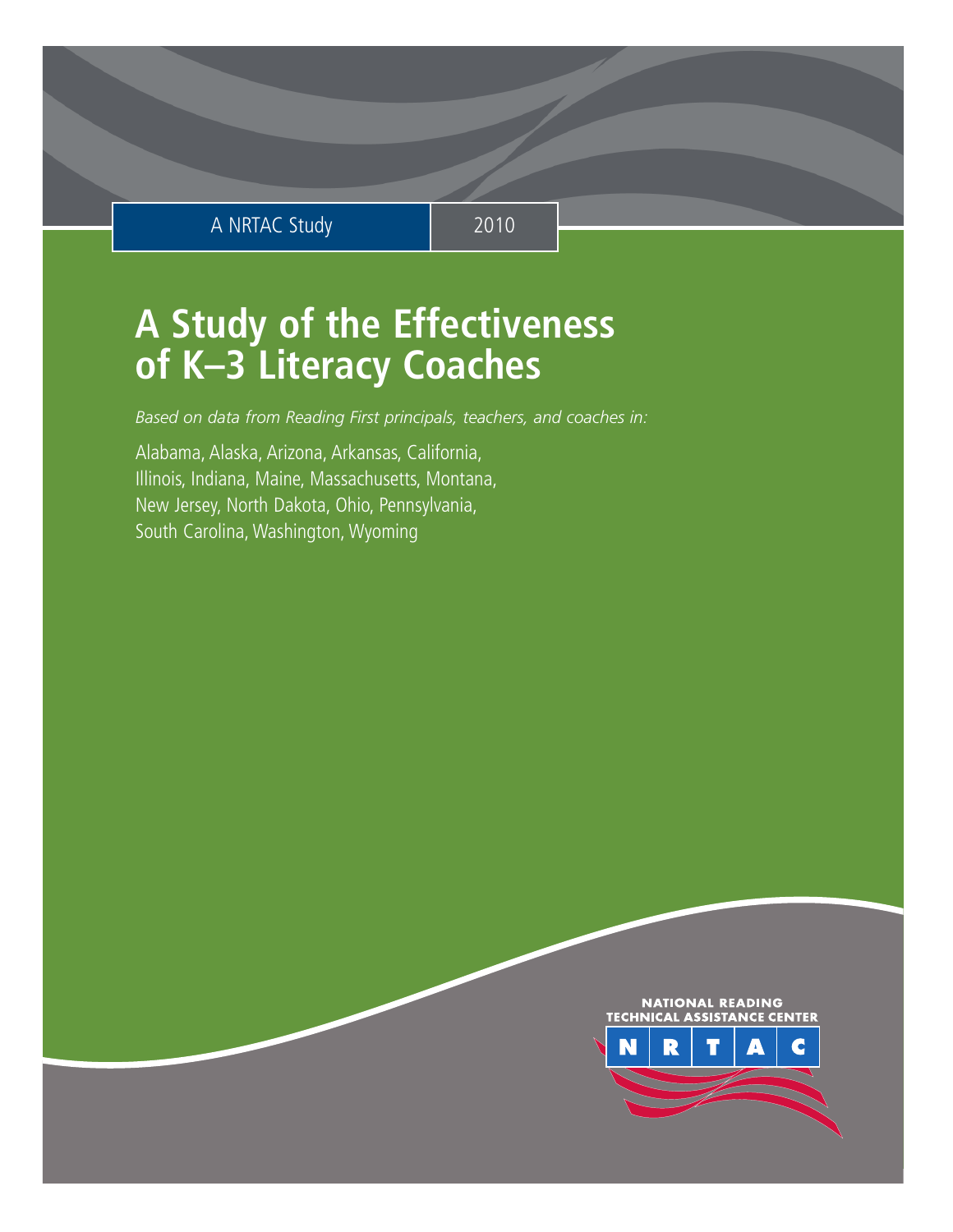A NRTAC Study | 2010

# A Study of the Effectiveness of K–3 Literacy Coaches

*Based on data from Reading First principals, teachers, and coaches in:*

Alabama, Alaska, Arizona, Arkansas, California, Illinois, Indiana, Maine, Massachusetts, Montana, New Jersey, North Dakota, Ohio, Pennsylvania, South Carolina, Washington, Wyoming

NATIONAL READING TECHNICAL ASSISTANCE CENTER

N R T A C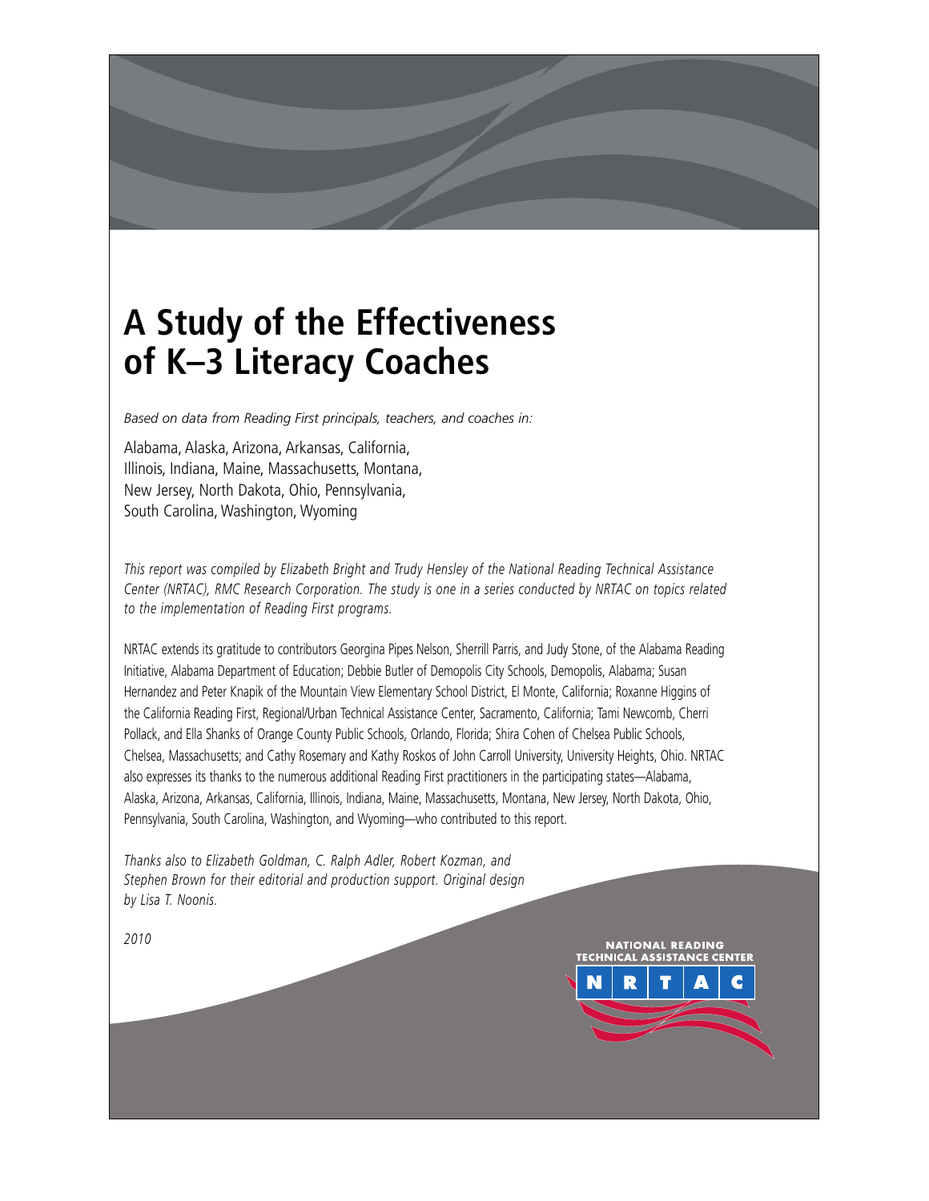# A Study of the Effectiveness of K–3 Literacy Coaches

*Based on data from Reading First principals, teachers, and coaches in:*

Alabama, Alaska, Arizona, Arkansas, California, Illinois, Indiana, Maine, Massachusetts, Montana, New Jersey, North Dakota, Ohio, Pennsylvania, South Carolina, Washington, Wyoming

*This report was compiled by Elizabeth Bright and Trudy Hensley of the National Reading Technical Assistance Center (NRTAC), RMC Research Corporation. The study is one in a series conducted by NRTAC on topics related to the implementation of Reading First programs.*

NRTAC extends its gratitude to contributors Georgina Pipes Nelson, Sherrill Parris, and Judy Stone, of the Alabama Reading Initiative, Alabama Department of Education; Debbie Butler of Demopolis City Schools, Demopolis, Alabama; Susan Hernandez and Peter Knapik of the Mountain View Elementary School District, El Monte, California; Roxanne Higgins of the California Reading First, Regional/Urban Technical Assistance Center, Sacramento, California; Tami Newcomb, Cherri Pollack, and Ella Shanks of Orange County Public Schools, Orlando, Florida; Shira Cohen of Chelsea Public Schools, Chelsea, Massachusetts; and Cathy Rosemary and Kathy Roskos of John Carroll University, University Heights, Ohio. NRTAC also expresses its thanks to the numerous additional Reading First practitioners in the participating states—Alabama, Alaska, Arizona, Arkansas, California, Illinois, Indiana, Maine, Massachusetts, Montana, New Jersey, North Dakota, Ohio, Pennsylvania, South Carolina, Washington, and Wyoming—who contributed to this report.

*Thanks also to Elizabeth Goldman, C. Ralph Adler, Robert Kozman, and Stephen Brown for their editorial and production support. Original design by Lisa T. Noonis.*

*2010*

NATIONAL READING TECHNICAL ASSISTANCE CENTER

N R T A C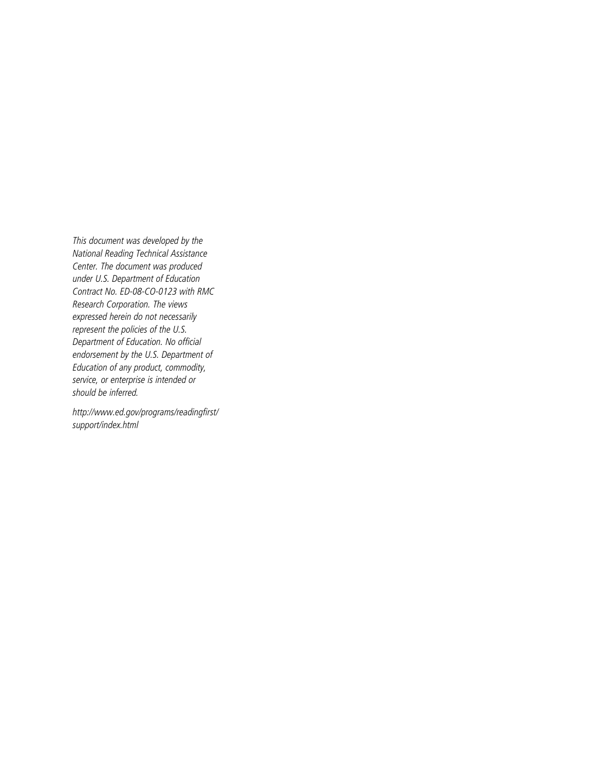*This document was developed by the National Reading Technical Assistance Center. The document was produced under U.S. Department of Education Contract No. ED-08-CO-0123 with RMC Research Corporation. The views expressed herein do not necessarily represent the policies of the U.S. Department of Education. No official endorsement by the U.S. Department of Education of any product, commodity, service, or enterprise is intended or should be inferred.*

*http://www.ed.gov/programs/readingfirst/support/index.html*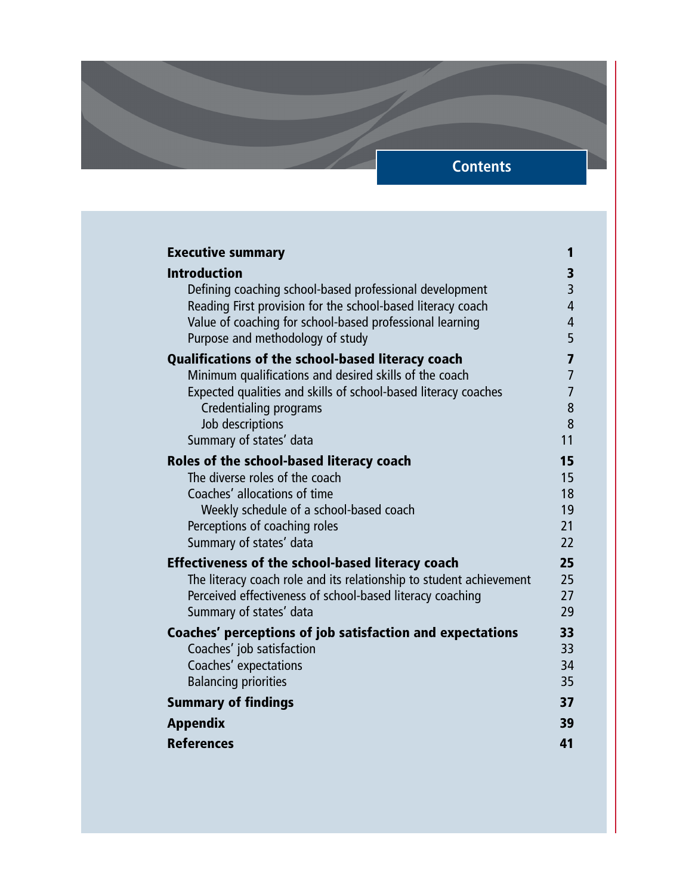# Contents

| | |
|---|---|
| **Executive summary** | **1** |
| **Introduction** | **3** |
| Defining coaching school-based professional development | 3 |
| Reading First provision for the school-based literacy coach | 4 |
| Value of coaching for school-based professional learning | 4 |
| Purpose and methodology of study | 5 |
| **Qualifications of the school-based literacy coach** | **7** |
| Minimum qualifications and desired skills of the coach | 7 |
| Expected qualities and skills of school-based literacy coaches | 7 |
| Credentialing programs | 8 |
| Job descriptions | 8 |
| Summary of states' data | 11 |
| **Roles of the school-based literacy coach** | **15** |
| The diverse roles of the coach | 15 |
| Coaches' allocations of time | 18 |
| Weekly schedule of a school-based coach | 19 |
| Perceptions of coaching roles | 21 |
| Summary of states' data | 22 |
| **Effectiveness of the school-based literacy coach** | **25** |
| The literacy coach role and its relationship to student achievement | 25 |
| Perceived effectiveness of school-based literacy coaching | 27 |
| Summary of states' data | 29 |
| **Coaches' perceptions of job satisfaction and expectations** | **33** |
| Coaches' job satisfaction | 33 |
| Coaches' expectations | 34 |
| Balancing priorities | 35 |
| **Summary of findings** | **37** |
| **Appendix** | **39** |
| **References** | **41** |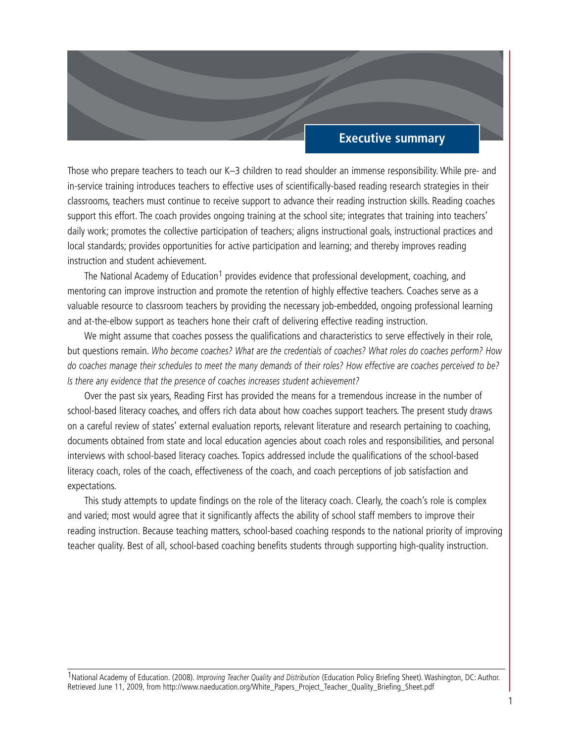# Executive summary

Those who prepare teachers to teach our K–3 children to read shoulder an immense responsibility. While pre- and in-service training introduces teachers to effective uses of scientifically-based reading research strategies in their classrooms, teachers must continue to receive support to advance their reading instruction skills. Reading coaches support this effort. The coach provides ongoing training at the school site; integrates that training into teachers' daily work; promotes the collective participation of teachers; aligns instructional goals, instructional practices and local standards; provides opportunities for active participation and learning; and thereby improves reading instruction and student achievement.

The National Academy of Education[1] provides evidence that professional development, coaching, and mentoring can improve instruction and promote the retention of highly effective teachers. Coaches serve as a valuable resource to classroom teachers by providing the necessary job-embedded, ongoing professional learning and at-the-elbow support as teachers hone their craft of delivering effective reading instruction.

We might assume that coaches possess the qualifications and characteristics to serve effectively in their role, but questions remain. *Who become coaches? What are the credentials of coaches? What roles do coaches perform? How do coaches manage their schedules to meet the many demands of their roles? How effective are coaches perceived to be? Is there any evidence that the presence of coaches increases student achievement?*

Over the past six years, Reading First has provided the means for a tremendous increase in the number of school-based literacy coaches, and offers rich data about how coaches support teachers. The present study draws on a careful review of states' external evaluation reports, relevant literature and research pertaining to coaching, documents obtained from state and local education agencies about coach roles and responsibilities, and personal interviews with school-based literacy coaches. Topics addressed include the qualifications of the school-based literacy coach, roles of the coach, effectiveness of the coach, and coach perceptions of job satisfaction and expectations.

This study attempts to update findings on the role of the literacy coach. Clearly, the coach's role is complex and varied; most would agree that it significantly affects the ability of school staff members to improve their reading instruction. Because teaching matters, school-based coaching responds to the national priority of improving teacher quality. Best of all, school-based coaching benefits students through supporting high-quality instruction.

---

[1] National Academy of Education. (2008). *Improving Teacher Quality and Distribution* (Education Policy Briefing Sheet). Washington, DC: Author. Retrieved June 11, 2009, from http://www.naeducation.org/White_Papers_Project_Teacher_Quality_Briefing_Sheet.pdf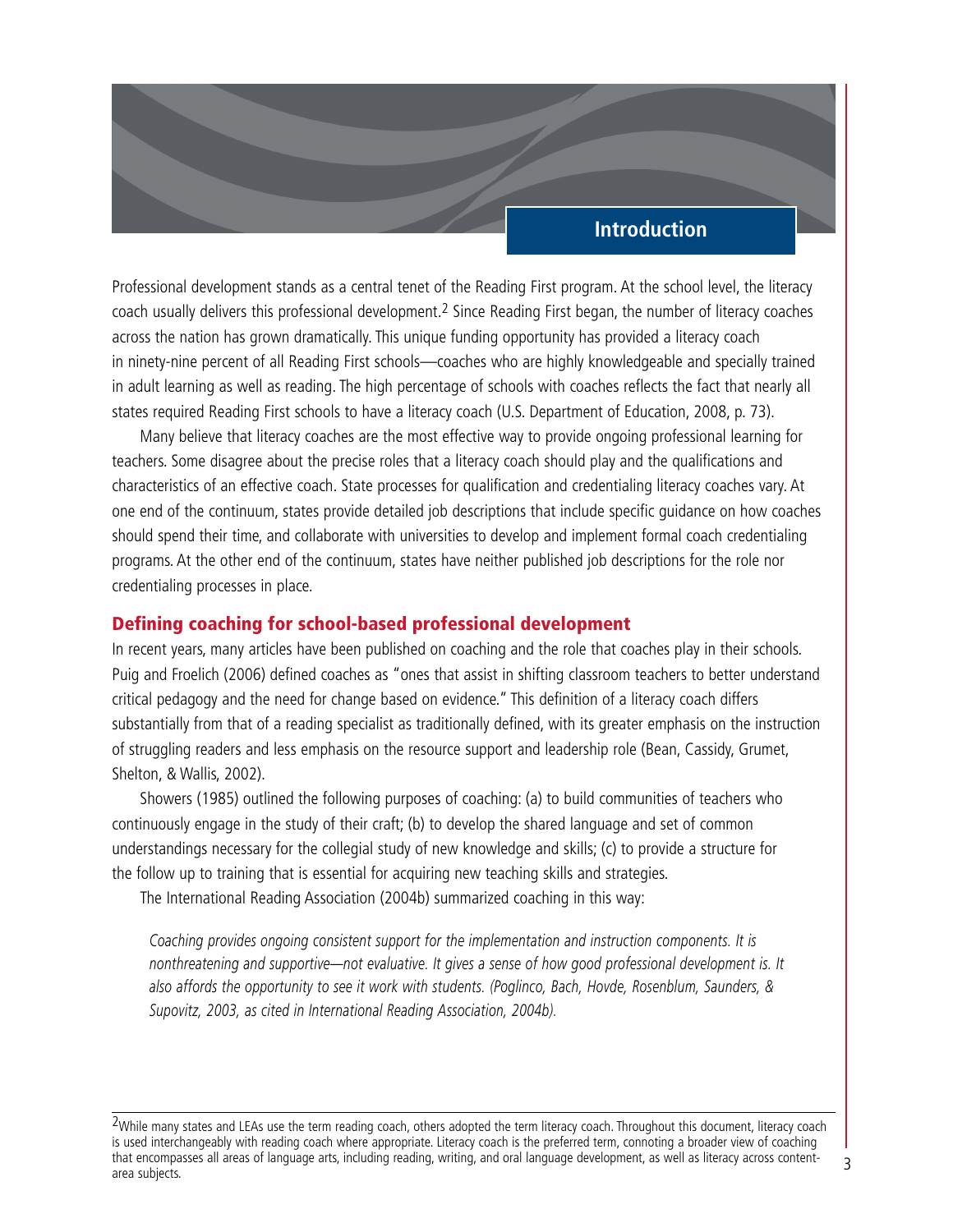# Introduction

Professional development stands as a central tenet of the Reading First program. At the school level, the literacy coach usually delivers this professional development.[2] Since Reading First began, the number of literacy coaches across the nation has grown dramatically. This unique funding opportunity has provided a literacy coach in ninety-nine percent of all Reading First schools—coaches who are highly knowledgeable and specially trained in adult learning as well as reading. The high percentage of schools with coaches reflects the fact that nearly all states required Reading First schools to have a literacy coach (U.S. Department of Education, 2008, p. 73).

Many believe that literacy coaches are the most effective way to provide ongoing professional learning for teachers. Some disagree about the precise roles that a literacy coach should play and the qualifications and characteristics of an effective coach. State processes for qualification and credentialing literacy coaches vary. At one end of the continuum, states provide detailed job descriptions that include specific guidance on how coaches should spend their time, and collaborate with universities to develop and implement formal coach credentialing programs. At the other end of the continuum, states have neither published job descriptions for the role nor credentialing processes in place.

## Defining coaching for school-based professional development

In recent years, many articles have been published on coaching and the role that coaches play in their schools. Puig and Froelich (2006) defined coaches as "ones that assist in shifting classroom teachers to better understand critical pedagogy and the need for change based on evidence." This definition of a literacy coach differs substantially from that of a reading specialist as traditionally defined, with its greater emphasis on the instruction of struggling readers and less emphasis on the resource support and leadership role (Bean, Cassidy, Grumet, Shelton, & Wallis, 2002).

Showers (1985) outlined the following purposes of coaching: (a) to build communities of teachers who continuously engage in the study of their craft; (b) to develop the shared language and set of common understandings necessary for the collegial study of new knowledge and skills; (c) to provide a structure for the follow up to training that is essential for acquiring new teaching skills and strategies.

The International Reading Association (2004b) summarized coaching in this way:

> *Coaching provides ongoing consistent support for the implementation and instruction components. It is nonthreatening and supportive—not evaluative. It gives a sense of how good professional development is. It also affords the opportunity to see it work with students. (Poglinco, Bach, Hovde, Rosenblum, Saunders, & Supovitz, 2003, as cited in International Reading Association, 2004b).*

---

[2] While many states and LEAs use the term reading coach, others adopted the term literacy coach. Throughout this document, literacy coach is used interchangeably with reading coach where appropriate. Literacy coach is the preferred term, connoting a broader view of coaching that encompasses all areas of language arts, including reading, writing, and oral language development, as well as literacy across content-area subjects.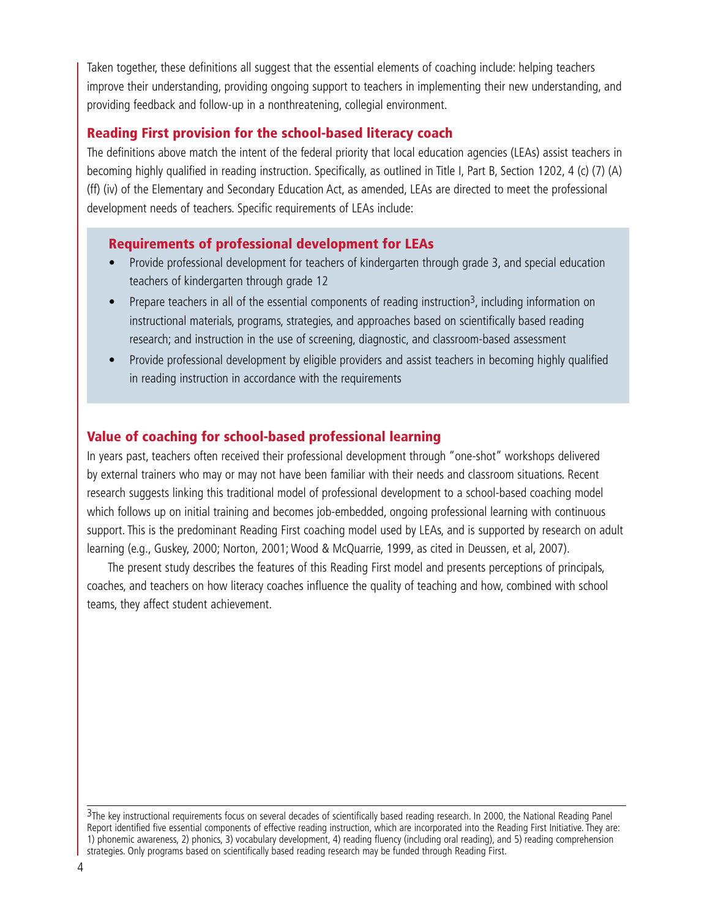Taken together, these definitions all suggest that the essential elements of coaching include: helping teachers improve their understanding, providing ongoing support to teachers in implementing their new understanding, and providing feedback and follow-up in a nonthreatening, collegial environment.

## Reading First provision for the school-based literacy coach

The definitions above match the intent of the federal priority that local education agencies (LEAs) assist teachers in becoming highly qualified in reading instruction. Specifically, as outlined in Title I, Part B, Section 1202, 4 (c) (7) (A) (ff) (iv) of the Elementary and Secondary Education Act, as amended, LEAs are directed to meet the professional development needs of teachers. Specific requirements of LEAs include:

### Requirements of professional development for LEAs

- Provide professional development for teachers of kindergarten through grade 3, and special education teachers of kindergarten through grade 12
- Prepare teachers in all of the essential components of reading instruction[3], including information on instructional materials, programs, strategies, and approaches based on scientifically based reading research; and instruction in the use of screening, diagnostic, and classroom-based assessment
- Provide professional development by eligible providers and assist teachers in becoming highly qualified in reading instruction in accordance with the requirements

## Value of coaching for school-based professional learning

In years past, teachers often received their professional development through "one-shot" workshops delivered by external trainers who may or may not have been familiar with their needs and classroom situations. Recent research suggests linking this traditional model of professional development to a school-based coaching model which follows up on initial training and becomes job-embedded, ongoing professional learning with continuous support. This is the predominant Reading First coaching model used by LEAs, and is supported by research on adult learning (e.g., Guskey, 2000; Norton, 2001; Wood & McQuarrie, 1999, as cited in Deussen, et al, 2007).

The present study describes the features of this Reading First model and presents perceptions of principals, coaches, and teachers on how literacy coaches influence the quality of teaching and how, combined with school teams, they affect student achievement.

---

[3] The key instructional requirements focus on several decades of scientifically based reading research. In 2000, the National Reading Panel Report identified five essential components of effective reading instruction, which are incorporated into the Reading First Initiative. They are: 1) phonemic awareness, 2) phonics, 3) vocabulary development, 4) reading fluency (including oral reading), and 5) reading comprehension strategies. Only programs based on scientifically based reading research may be funded through Reading First.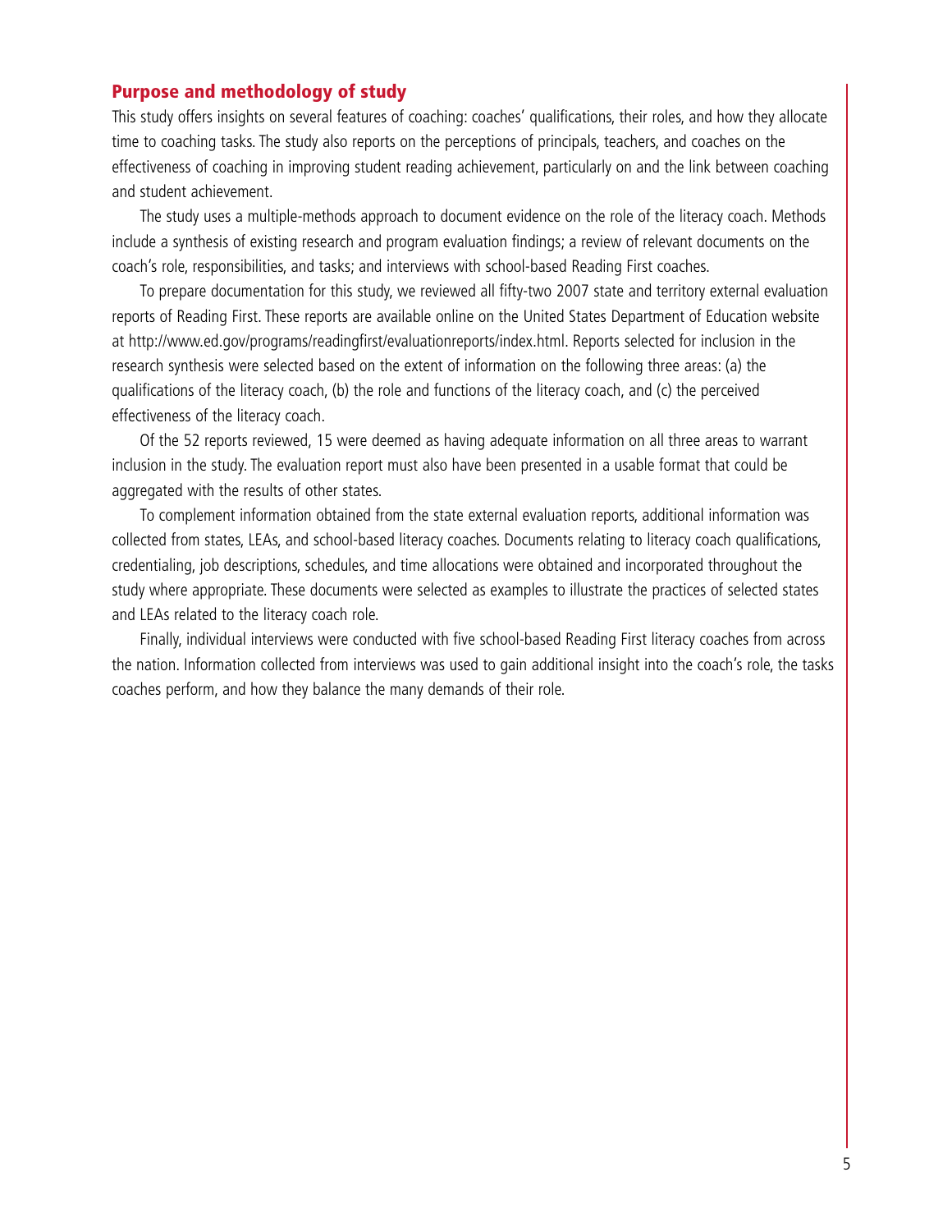## Purpose and methodology of study

This study offers insights on several features of coaching: coaches' qualifications, their roles, and how they allocate time to coaching tasks. The study also reports on the perceptions of principals, teachers, and coaches on the effectiveness of coaching in improving student reading achievement, particularly on and the link between coaching and student achievement.

The study uses a multiple-methods approach to document evidence on the role of the literacy coach. Methods include a synthesis of existing research and program evaluation findings; a review of relevant documents on the coach's role, responsibilities, and tasks; and interviews with school-based Reading First coaches.

To prepare documentation for this study, we reviewed all fifty-two 2007 state and territory external evaluation reports of Reading First. These reports are available online on the United States Department of Education website at http://www.ed.gov/programs/readingfirst/evaluationreports/index.html. Reports selected for inclusion in the research synthesis were selected based on the extent of information on the following three areas: (a) the qualifications of the literacy coach, (b) the role and functions of the literacy coach, and (c) the perceived effectiveness of the literacy coach.

Of the 52 reports reviewed, 15 were deemed as having adequate information on all three areas to warrant inclusion in the study. The evaluation report must also have been presented in a usable format that could be aggregated with the results of other states.

To complement information obtained from the state external evaluation reports, additional information was collected from states, LEAs, and school-based literacy coaches. Documents relating to literacy coach qualifications, credentialing, job descriptions, schedules, and time allocations were obtained and incorporated throughout the study where appropriate. These documents were selected as examples to illustrate the practices of selected states and LEAs related to the literacy coach role.

Finally, individual interviews were conducted with five school-based Reading First literacy coaches from across the nation. Information collected from interviews was used to gain additional insight into the coach's role, the tasks coaches perform, and how they balance the many demands of their role.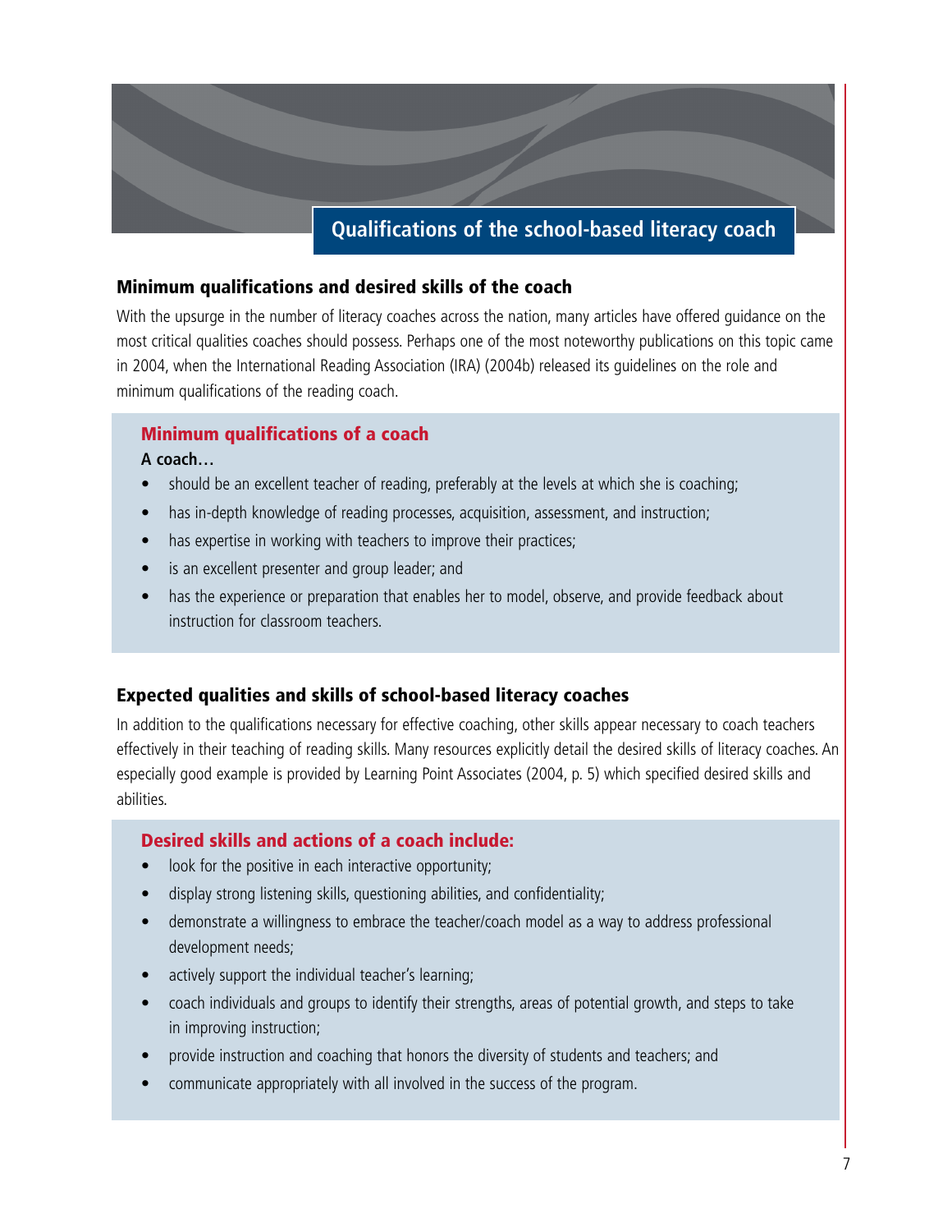## Qualifications of the school-based literacy coach

### Minimum qualifications and desired skills of the coach

With the upsurge in the number of literacy coaches across the nation, many articles have offered guidance on the most critical qualities coaches should possess. Perhaps one of the most noteworthy publications on this topic came in 2004, when the International Reading Association (IRA) (2004b) released its guidelines on the role and minimum qualifications of the reading coach.

#### Minimum qualifications of a coach

**A coach…**

- should be an excellent teacher of reading, preferably at the levels at which she is coaching;
- has in-depth knowledge of reading processes, acquisition, assessment, and instruction;
- has expertise in working with teachers to improve their practices;
- is an excellent presenter and group leader; and
- has the experience or preparation that enables her to model, observe, and provide feedback about instruction for classroom teachers.

### Expected qualities and skills of school-based literacy coaches

In addition to the qualifications necessary for effective coaching, other skills appear necessary to coach teachers effectively in their teaching of reading skills. Many resources explicitly detail the desired skills of literacy coaches. An especially good example is provided by Learning Point Associates (2004, p. 5) which specified desired skills and abilities.

#### Desired skills and actions of a coach include:

- look for the positive in each interactive opportunity;
- display strong listening skills, questioning abilities, and confidentiality;
- demonstrate a willingness to embrace the teacher/coach model as a way to address professional development needs;
- actively support the individual teacher's learning;
- coach individuals and groups to identify their strengths, areas of potential growth, and steps to take in improving instruction;
- provide instruction and coaching that honors the diversity of students and teachers; and
- communicate appropriately with all involved in the success of the program.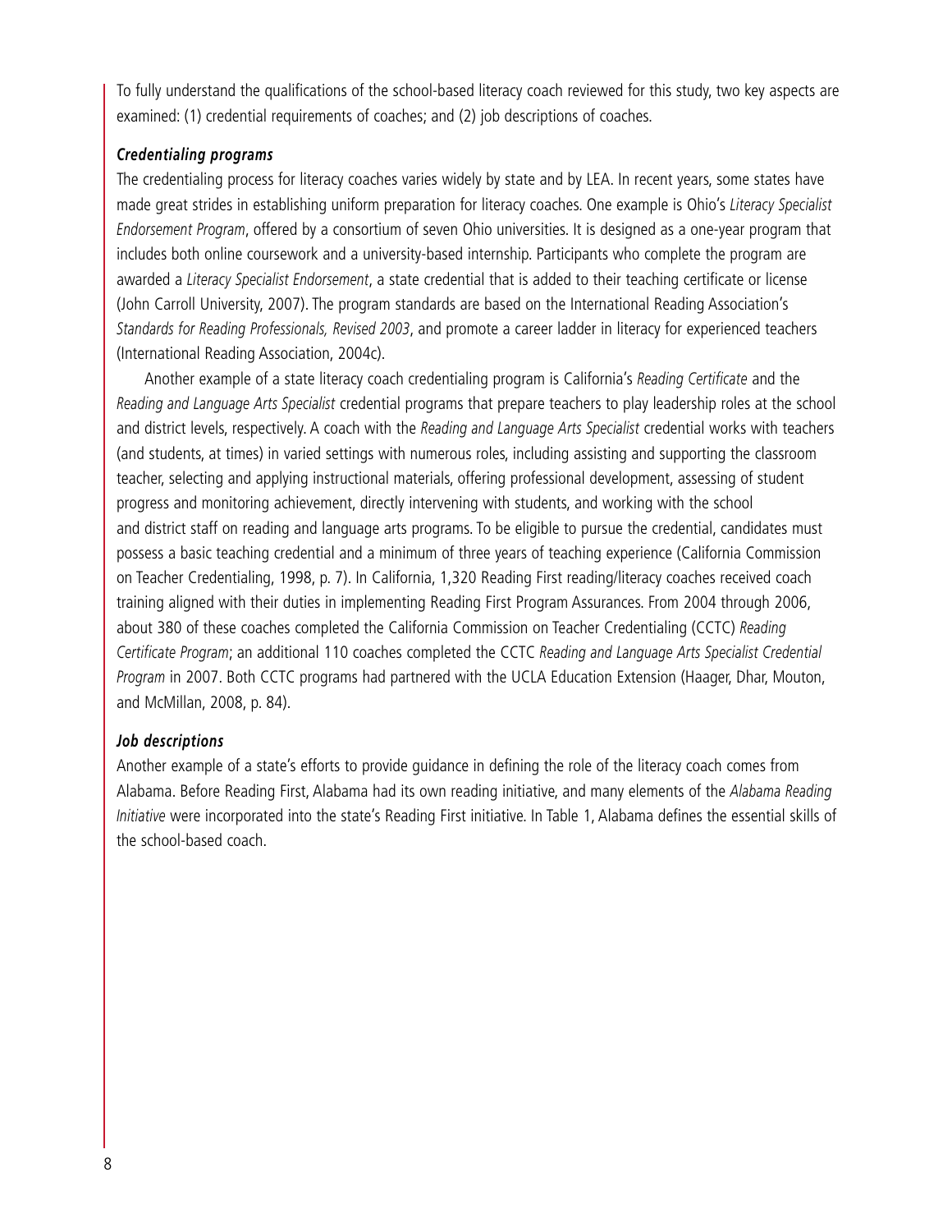To fully understand the qualifications of the school-based literacy coach reviewed for this study, two key aspects are examined: (1) credential requirements of coaches; and (2) job descriptions of coaches.

### *Credentialing programs*

The credentialing process for literacy coaches varies widely by state and by LEA. In recent years, some states have made great strides in establishing uniform preparation for literacy coaches. One example is Ohio's *Literacy Specialist Endorsement Program*, offered by a consortium of seven Ohio universities. It is designed as a one-year program that includes both online coursework and a university-based internship. Participants who complete the program are awarded a *Literacy Specialist Endorsement*, a state credential that is added to their teaching certificate or license (John Carroll University, 2007). The program standards are based on the International Reading Association's *Standards for Reading Professionals, Revised 2003*, and promote a career ladder in literacy for experienced teachers (International Reading Association, 2004c).

Another example of a state literacy coach credentialing program is California's *Reading Certificate* and the *Reading and Language Arts Specialist* credential programs that prepare teachers to play leadership roles at the school and district levels, respectively. A coach with the *Reading and Language Arts Specialist* credential works with teachers (and students, at times) in varied settings with numerous roles, including assisting and supporting the classroom teacher, selecting and applying instructional materials, offering professional development, assessing of student progress and monitoring achievement, directly intervening with students, and working with the school and district staff on reading and language arts programs. To be eligible to pursue the credential, candidates must possess a basic teaching credential and a minimum of three years of teaching experience (California Commission on Teacher Credentialing, 1998, p. 7). In California, 1,320 Reading First reading/literacy coaches received coach training aligned with their duties in implementing Reading First Program Assurances. From 2004 through 2006, about 380 of these coaches completed the California Commission on Teacher Credentialing (CCTC) *Reading Certificate Program*; an additional 110 coaches completed the CCTC *Reading and Language Arts Specialist Credential Program* in 2007. Both CCTC programs had partnered with the UCLA Education Extension (Haager, Dhar, Mouton, and McMillan, 2008, p. 84).

### *Job descriptions*

Another example of a state's efforts to provide guidance in defining the role of the literacy coach comes from Alabama. Before Reading First, Alabama had its own reading initiative, and many elements of the *Alabama Reading Initiative* were incorporated into the state's Reading First initiative. In Table 1, Alabama defines the essential skills of the school-based coach.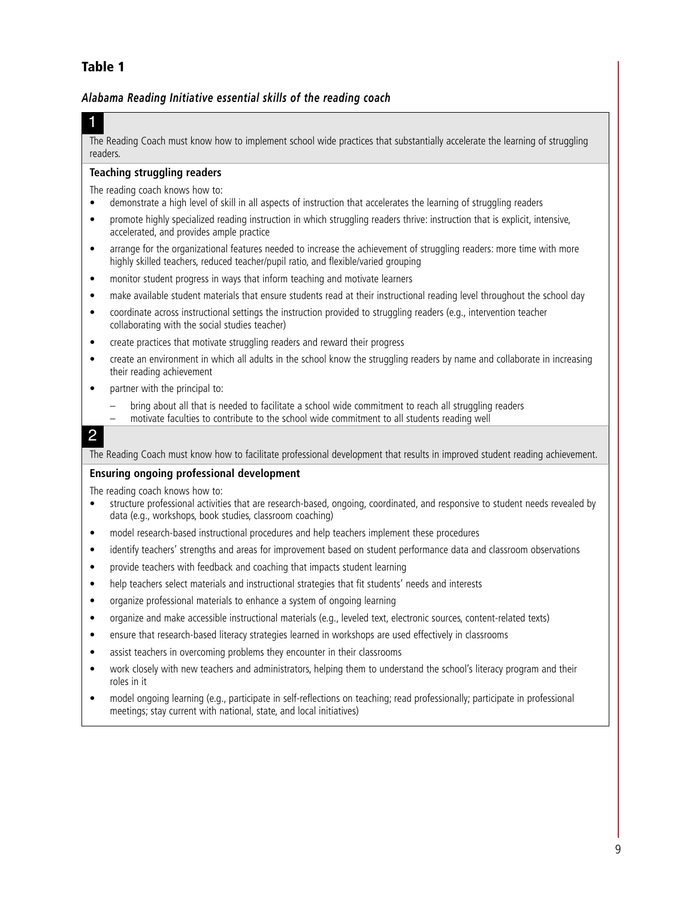## Table 1

### *Alabama Reading Initiative essential skills of the reading coach*

**1**

The Reading Coach must know how to implement school wide practices that substantially accelerate the learning of struggling readers.

**Teaching struggling readers**

The reading coach knows how to:

- demonstrate a high level of skill in all aspects of instruction that accelerates the learning of struggling readers
- promote highly specialized reading instruction in which struggling readers thrive: instruction that is explicit, intensive, accelerated, and provides ample practice
- arrange for the organizational features needed to increase the achievement of struggling readers: more time with more highly skilled teachers, reduced teacher/pupil ratio, and flexible/varied grouping
- monitor student progress in ways that inform teaching and motivate learners
- make available student materials that ensure students read at their instructional reading level throughout the school day
- coordinate across instructional settings the instruction provided to struggling readers (e.g., intervention teacher collaborating with the social studies teacher)
- create practices that motivate struggling readers and reward their progress
- create an environment in which all adults in the school know the struggling readers by name and collaborate in increasing their reading achievement
- partner with the principal to:
  - bring about all that is needed to facilitate a school wide commitment to reach all struggling readers
  - motivate faculties to contribute to the school wide commitment to all students reading well

**2**

The Reading Coach must know how to facilitate professional development that results in improved student reading achievement.

**Ensuring ongoing professional development**

The reading coach knows how to:

- structure professional activities that are research-based, ongoing, coordinated, and responsive to student needs revealed by data (e.g., workshops, book studies, classroom coaching)
- model research-based instructional procedures and help teachers implement these procedures
- identify teachers' strengths and areas for improvement based on student performance data and classroom observations
- provide teachers with feedback and coaching that impacts student learning
- help teachers select materials and instructional strategies that fit students' needs and interests
- organize professional materials to enhance a system of ongoing learning
- organize and make accessible instructional materials (e.g., leveled text, electronic sources, content-related texts)
- ensure that research-based literacy strategies learned in workshops are used effectively in classrooms
- assist teachers in overcoming problems they encounter in their classrooms
- work closely with new teachers and administrators, helping them to understand the school's literacy program and their roles in it
- model ongoing learning (e.g., participate in self-reflections on teaching; read professionally; participate in professional meetings; stay current with national, state, and local initiatives)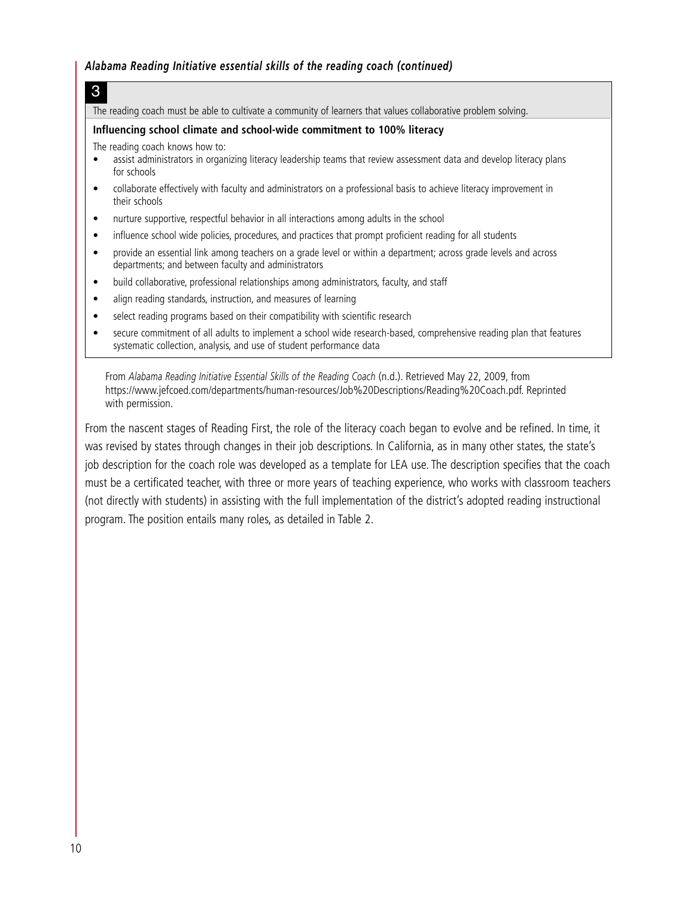*Alabama Reading Initiative essential skills of the reading coach (continued)*

**3**

The reading coach must be able to cultivate a community of learners that values collaborative problem solving.

**Influencing school climate and school-wide commitment to 100% literacy**

The reading coach knows how to:

- assist administrators in organizing literacy leadership teams that review assessment data and develop literacy plans for schools
- collaborate effectively with faculty and administrators on a professional basis to achieve literacy improvement in their schools
- nurture supportive, respectful behavior in all interactions among adults in the school
- influence school wide policies, procedures, and practices that prompt proficient reading for all students
- provide an essential link among teachers on a grade level or within a department; across grade levels and across departments; and between faculty and administrators
- build collaborative, professional relationships among administrators, faculty, and staff
- align reading standards, instruction, and measures of learning
- select reading programs based on their compatibility with scientific research
- secure commitment of all adults to implement a school wide research-based, comprehensive reading plan that features systematic collection, analysis, and use of student performance data

From *Alabama Reading Initiative Essential Skills of the Reading Coach* (n.d.). Retrieved May 22, 2009, from https://www.jefcoed.com/departments/human-resources/Job%20Descriptions/Reading%20Coach.pdf. Reprinted with permission.

From the nascent stages of Reading First, the role of the literacy coach began to evolve and be refined. In time, it was revised by states through changes in their job descriptions. In California, as in many other states, the state's job description for the coach role was developed as a template for LEA use. The description specifies that the coach must be a certificated teacher, with three or more years of teaching experience, who works with classroom teachers (not directly with students) in assisting with the full implementation of the district's adopted reading instructional program. The position entails many roles, as detailed in Table 2.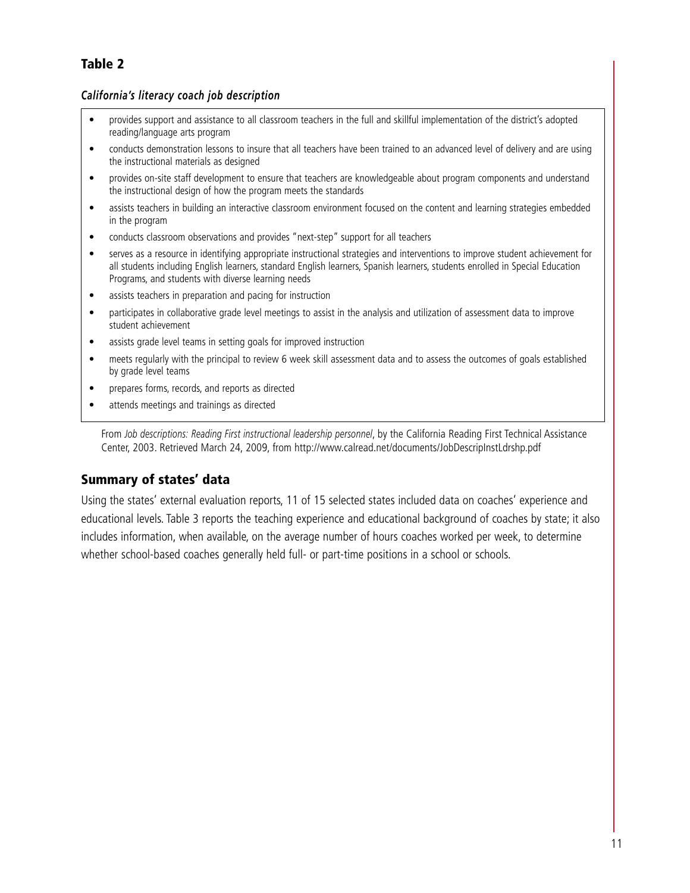## Table 2

### *California's literacy coach job description*

- provides support and assistance to all classroom teachers in the full and skillful implementation of the district's adopted reading/language arts program
- conducts demonstration lessons to insure that all teachers have been trained to an advanced level of delivery and are using the instructional materials as designed
- provides on-site staff development to ensure that teachers are knowledgeable about program components and understand the instructional design of how the program meets the standards
- assists teachers in building an interactive classroom environment focused on the content and learning strategies embedded in the program
- conducts classroom observations and provides "next-step" support for all teachers
- serves as a resource in identifying appropriate instructional strategies and interventions to improve student achievement for all students including English learners, standard English learners, Spanish learners, students enrolled in Special Education Programs, and students with diverse learning needs
- assists teachers in preparation and pacing for instruction
- participates in collaborative grade level meetings to assist in the analysis and utilization of assessment data to improve student achievement
- assists grade level teams in setting goals for improved instruction
- meets regularly with the principal to review 6 week skill assessment data and to assess the outcomes of goals established by grade level teams
- prepares forms, records, and reports as directed
- attends meetings and trainings as directed

From *Job descriptions: Reading First instructional leadership personnel*, by the California Reading First Technical Assistance Center, 2003. Retrieved March 24, 2009, from http://www.calread.net/documents/JobDescripInstLdrshp.pdf

## Summary of states' data

Using the states' external evaluation reports, 11 of 15 selected states included data on coaches' experience and educational levels. Table 3 reports the teaching experience and educational background of coaches by state; it also includes information, when available, on the average number of hours coaches worked per week, to determine whether school-based coaches generally held full- or part-time positions in a school or schools.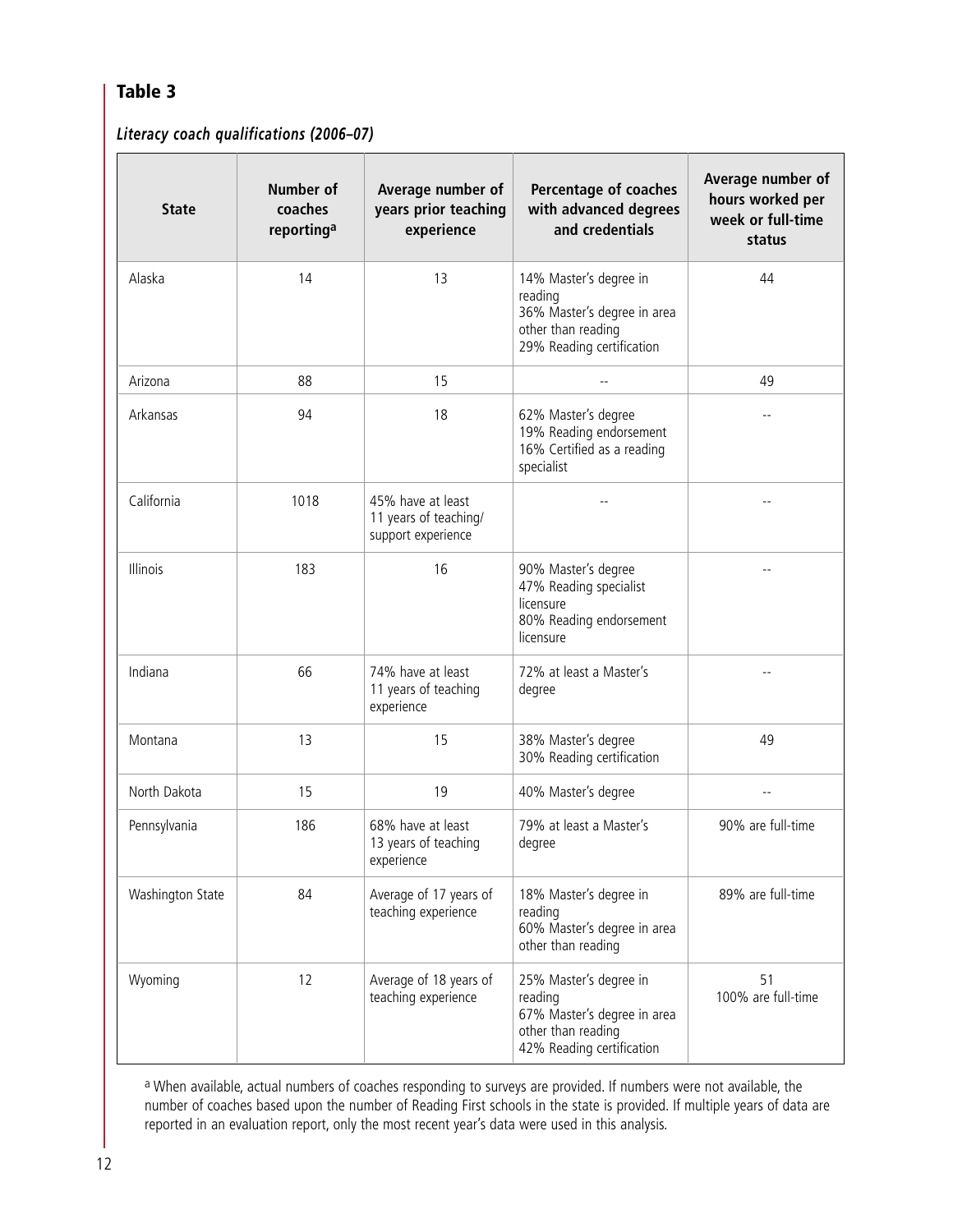## Table 3

*Literacy coach qualifications (2006–07)*

| State | Number of coaches reporting[a] | Average number of years prior teaching experience | Percentage of coaches with advanced degrees and credentials | Average number of hours worked per week or full-time status |
|---|---|---|---|---|
| Alaska | 14 | 13 | 14% Master's degree in reading<br>36% Master's degree in area other than reading<br>29% Reading certification | 44 |
| Arizona | 88 | 15 | -- | 49 |
| Arkansas | 94 | 18 | 62% Master's degree<br>19% Reading endorsement<br>16% Certified as a reading specialist | -- |
| California | 1018 | 45% have at least 11 years of teaching/ support experience | -- | -- |
| Illinois | 183 | 16 | 90% Master's degree<br>47% Reading specialist licensure<br>80% Reading endorsement licensure | -- |
| Indiana | 66 | 74% have at least 11 years of teaching experience | 72% at least a Master's degree | -- |
| Montana | 13 | 15 | 38% Master's degree<br>30% Reading certification | 49 |
| North Dakota | 15 | 19 | 40% Master's degree | -- |
| Pennsylvania | 186 | 68% have at least 13 years of teaching experience | 79% at least a Master's degree | 90% are full-time |
| Washington State | 84 | Average of 17 years of teaching experience | 18% Master's degree in reading<br>60% Master's degree in area other than reading | 89% are full-time |
| Wyoming | 12 | Average of 18 years of teaching experience | 25% Master's degree in reading<br>67% Master's degree in area other than reading<br>42% Reading certification | 51<br>100% are full-time |

[a] When available, actual numbers of coaches responding to surveys are provided. If numbers were not available, the number of coaches based upon the number of Reading First schools in the state is provided. If multiple years of data are reported in an evaluation report, only the most recent year's data were used in this analysis.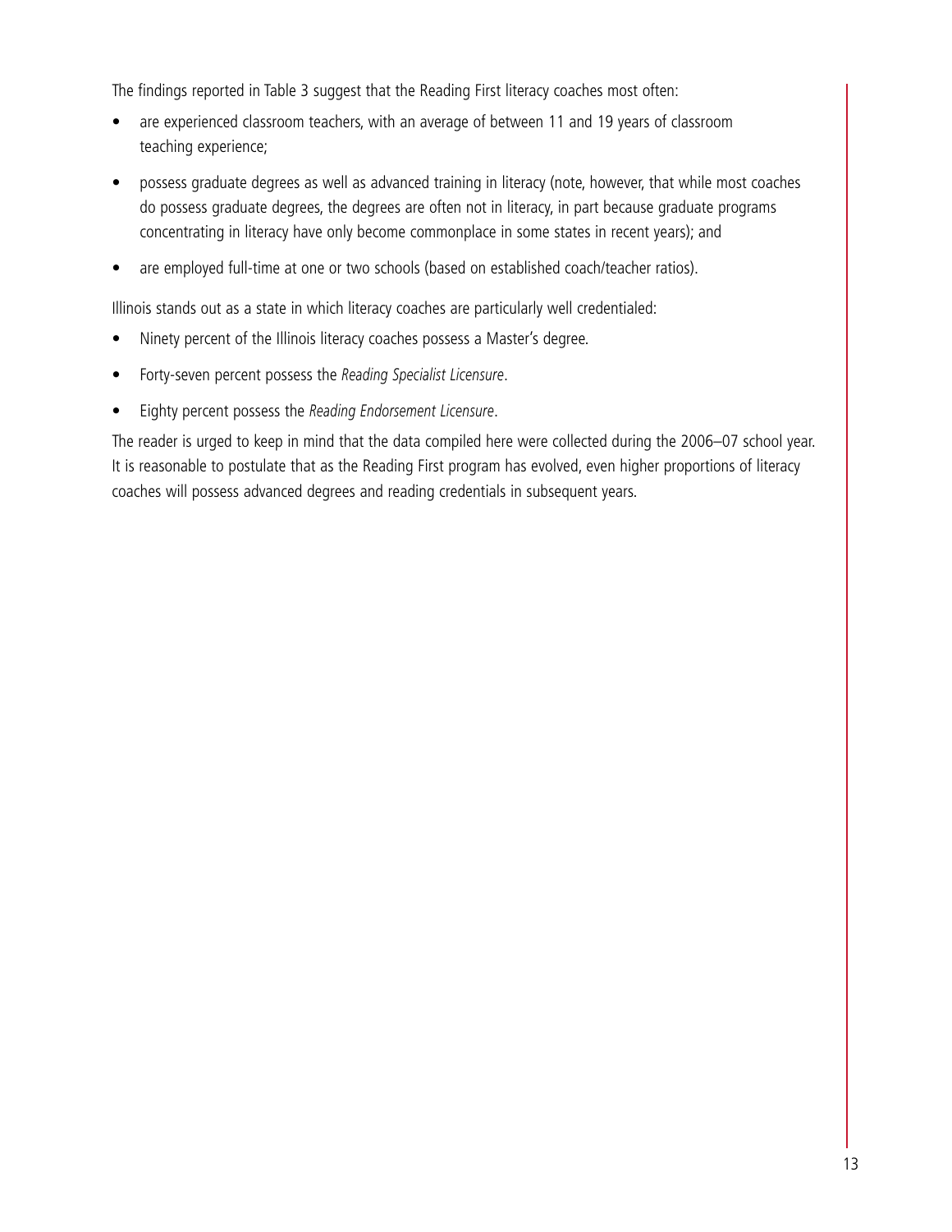The findings reported in Table 3 suggest that the Reading First literacy coaches most often:

- are experienced classroom teachers, with an average of between 11 and 19 years of classroom teaching experience;
- possess graduate degrees as well as advanced training in literacy (note, however, that while most coaches do possess graduate degrees, the degrees are often not in literacy, in part because graduate programs concentrating in literacy have only become commonplace in some states in recent years); and
- are employed full-time at one or two schools (based on established coach/teacher ratios).

Illinois stands out as a state in which literacy coaches are particularly well credentialed:

- Ninety percent of the Illinois literacy coaches possess a Master's degree.
- Forty-seven percent possess the *Reading Specialist Licensure*.
- Eighty percent possess the *Reading Endorsement Licensure*.

The reader is urged to keep in mind that the data compiled here were collected during the 2006–07 school year. It is reasonable to postulate that as the Reading First program has evolved, even higher proportions of literacy coaches will possess advanced degrees and reading credentials in subsequent years.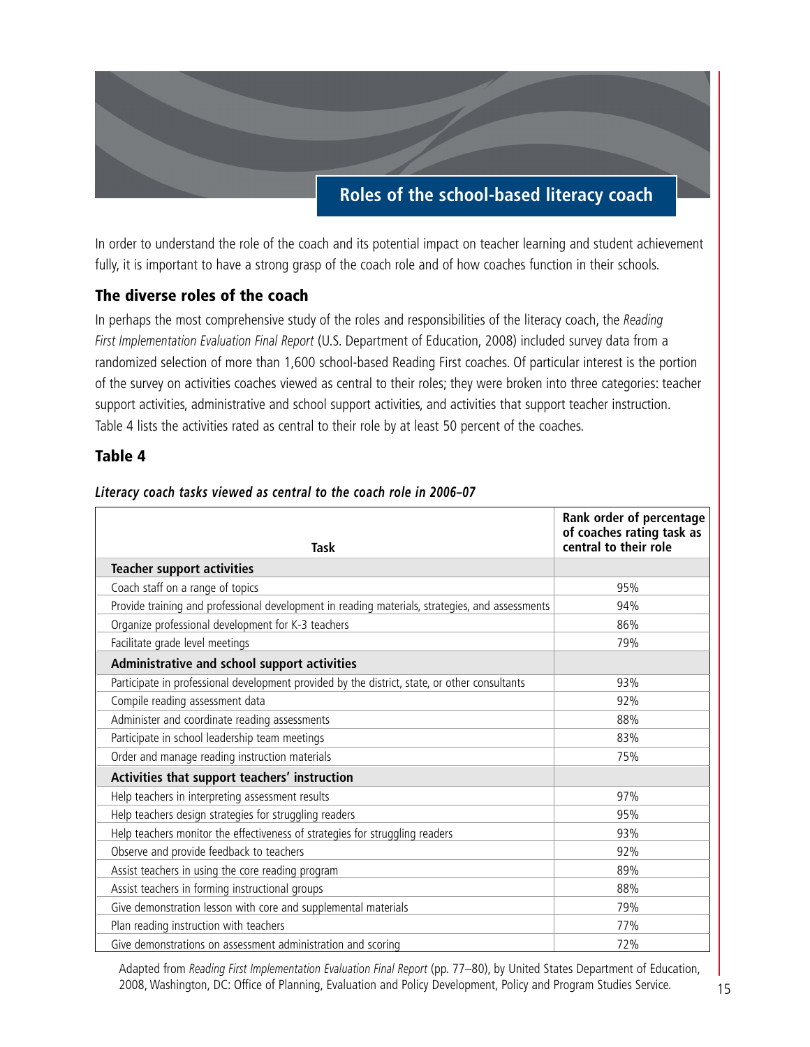## Roles of the school-based literacy coach

In order to understand the role of the coach and its potential impact on teacher learning and student achievement fully, it is important to have a strong grasp of the coach role and of how coaches function in their schools.

### The diverse roles of the coach

In perhaps the most comprehensive study of the roles and responsibilities of the literacy coach, the *Reading First Implementation Evaluation Final Report* (U.S. Department of Education, 2008) included survey data from a randomized selection of more than 1,600 school-based Reading First coaches. Of particular interest is the portion of the survey on activities coaches viewed as central to their roles; they were broken into three categories: teacher support activities, administrative and school support activities, and activities that support teacher instruction. Table 4 lists the activities rated as central to their role by at least 50 percent of the coaches.

### Table 4

***Literacy coach tasks viewed as central to the coach role in 2006–07***

| Task | Rank order of percentage of coaches rating task as central to their role |
|---|---|
| **Teacher support activities** | |
| Coach staff on a range of topics | 95% |
| Provide training and professional development in reading materials, strategies, and assessments | 94% |
| Organize professional development for K-3 teachers | 86% |
| Facilitate grade level meetings | 79% |
| **Administrative and school support activities** | |
| Participate in professional development provided by the district, state, or other consultants | 93% |
| Compile reading assessment data | 92% |
| Administer and coordinate reading assessments | 88% |
| Participate in school leadership team meetings | 83% |
| Order and manage reading instruction materials | 75% |
| **Activities that support teachers' instruction** | |
| Help teachers in interpreting assessment results | 97% |
| Help teachers design strategies for struggling readers | 95% |
| Help teachers monitor the effectiveness of strategies for struggling readers | 93% |
| Observe and provide feedback to teachers | 92% |
| Assist teachers in using the core reading program | 89% |
| Assist teachers in forming instructional groups | 88% |
| Give demonstration lesson with core and supplemental materials | 79% |
| Plan reading instruction with teachers | 77% |
| Give demonstrations on assessment administration and scoring | 72% |

Adapted from *Reading First Implementation Evaluation Final Report* (pp. 77–80), by United States Department of Education, 2008, Washington, DC: Office of Planning, Evaluation and Policy Development, Policy and Program Studies Service.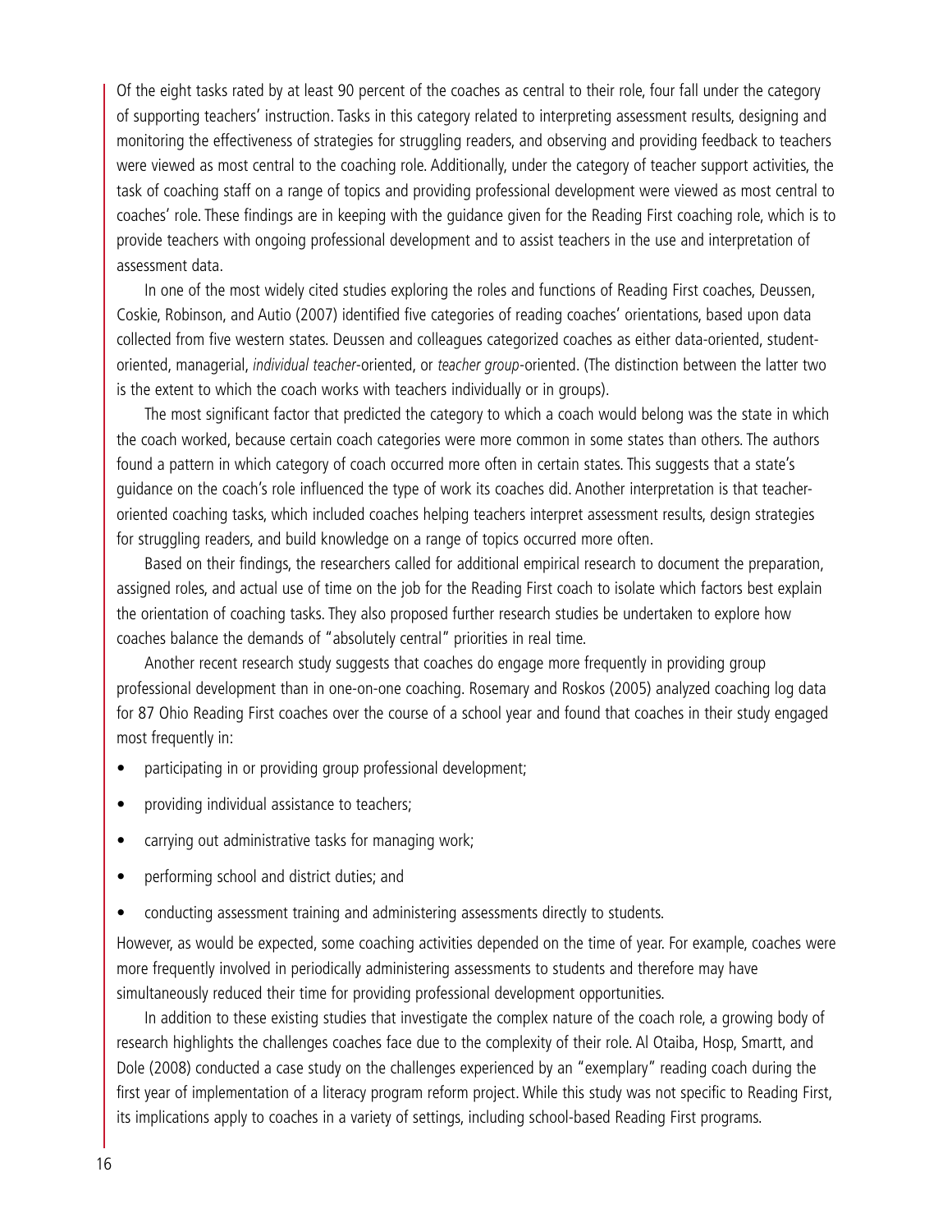Of the eight tasks rated by at least 90 percent of the coaches as central to their role, four fall under the category of supporting teachers' instruction. Tasks in this category related to interpreting assessment results, designing and monitoring the effectiveness of strategies for struggling readers, and observing and providing feedback to teachers were viewed as most central to the coaching role. Additionally, under the category of teacher support activities, the task of coaching staff on a range of topics and providing professional development were viewed as most central to coaches' role. These findings are in keeping with the guidance given for the Reading First coaching role, which is to provide teachers with ongoing professional development and to assist teachers in the use and interpretation of assessment data.

In one of the most widely cited studies exploring the roles and functions of Reading First coaches, Deussen, Coskie, Robinson, and Autio (2007) identified five categories of reading coaches' orientations, based upon data collected from five western states. Deussen and colleagues categorized coaches as either data-oriented, student-oriented, managerial, *individual teacher*-oriented, or *teacher group*-oriented. (The distinction between the latter two is the extent to which the coach works with teachers individually or in groups).

The most significant factor that predicted the category to which a coach would belong was the state in which the coach worked, because certain coach categories were more common in some states than others. The authors found a pattern in which category of coach occurred more often in certain states. This suggests that a state's guidance on the coach's role influenced the type of work its coaches did. Another interpretation is that teacher-oriented coaching tasks, which included coaches helping teachers interpret assessment results, design strategies for struggling readers, and build knowledge on a range of topics occurred more often.

Based on their findings, the researchers called for additional empirical research to document the preparation, assigned roles, and actual use of time on the job for the Reading First coach to isolate which factors best explain the orientation of coaching tasks. They also proposed further research studies be undertaken to explore how coaches balance the demands of "absolutely central" priorities in real time.

Another recent research study suggests that coaches do engage more frequently in providing group professional development than in one-on-one coaching. Rosemary and Roskos (2005) analyzed coaching log data for 87 Ohio Reading First coaches over the course of a school year and found that coaches in their study engaged most frequently in:

- participating in or providing group professional development;
- providing individual assistance to teachers;
- carrying out administrative tasks for managing work;
- performing school and district duties; and
- conducting assessment training and administering assessments directly to students.

However, as would be expected, some coaching activities depended on the time of year. For example, coaches were more frequently involved in periodically administering assessments to students and therefore may have simultaneously reduced their time for providing professional development opportunities.

In addition to these existing studies that investigate the complex nature of the coach role, a growing body of research highlights the challenges coaches face due to the complexity of their role. Al Otaiba, Hosp, Smartt, and Dole (2008) conducted a case study on the challenges experienced by an "exemplary" reading coach during the first year of implementation of a literacy program reform project. While this study was not specific to Reading First, its implications apply to coaches in a variety of settings, including school-based Reading First programs.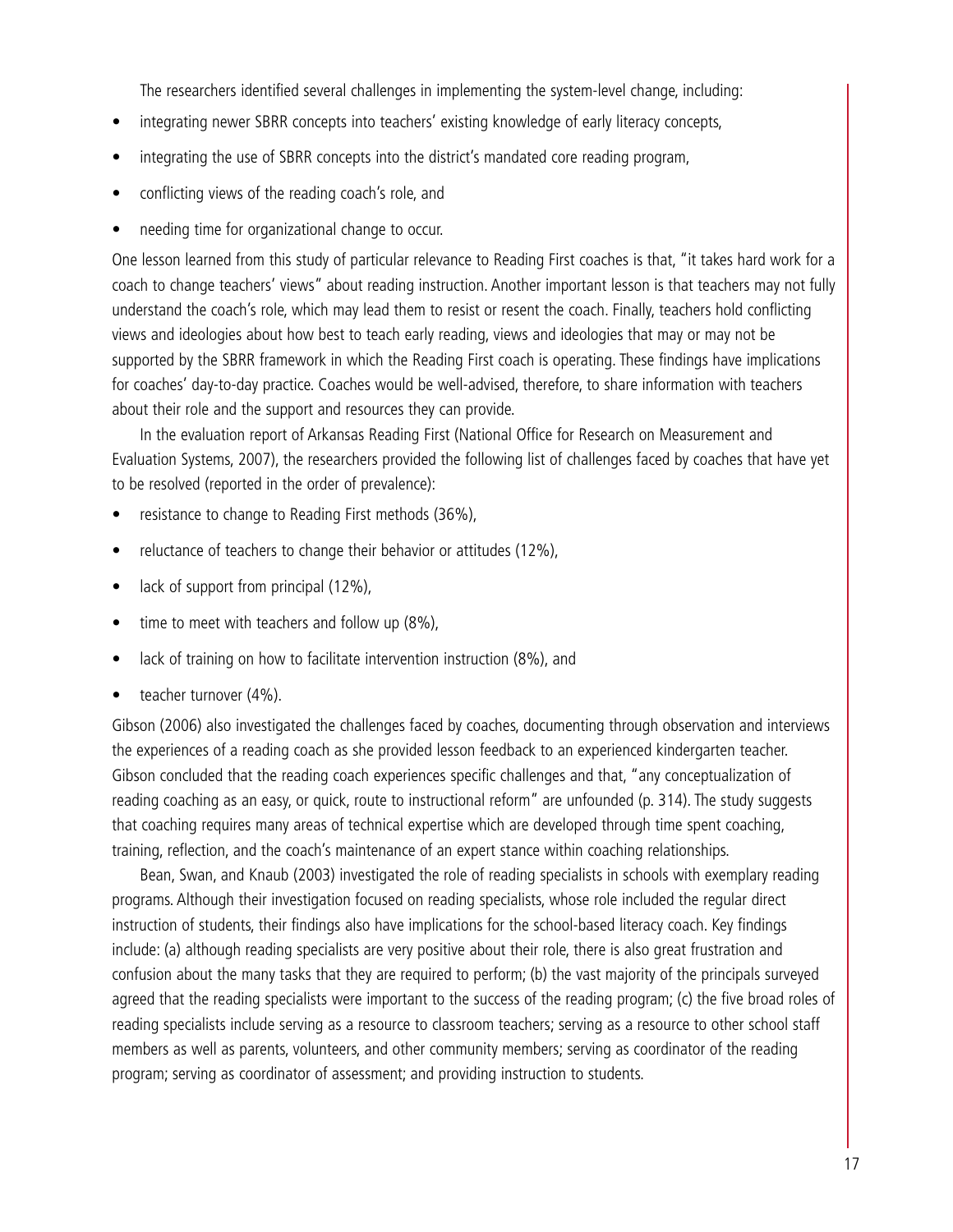The researchers identified several challenges in implementing the system-level change, including:

- integrating newer SBRR concepts into teachers' existing knowledge of early literacy concepts,
- integrating the use of SBRR concepts into the district's mandated core reading program,
- conflicting views of the reading coach's role, and
- needing time for organizational change to occur.

One lesson learned from this study of particular relevance to Reading First coaches is that, "it takes hard work for a coach to change teachers' views" about reading instruction. Another important lesson is that teachers may not fully understand the coach's role, which may lead them to resist or resent the coach. Finally, teachers hold conflicting views and ideologies about how best to teach early reading, views and ideologies that may or may not be supported by the SBRR framework in which the Reading First coach is operating. These findings have implications for coaches' day-to-day practice. Coaches would be well-advised, therefore, to share information with teachers about their role and the support and resources they can provide.

In the evaluation report of Arkansas Reading First (National Office for Research on Measurement and Evaluation Systems, 2007), the researchers provided the following list of challenges faced by coaches that have yet to be resolved (reported in the order of prevalence):

- resistance to change to Reading First methods (36%),
- reluctance of teachers to change their behavior or attitudes (12%),
- lack of support from principal (12%),
- time to meet with teachers and follow up (8%),
- lack of training on how to facilitate intervention instruction (8%), and
- teacher turnover (4%).

Gibson (2006) also investigated the challenges faced by coaches, documenting through observation and interviews the experiences of a reading coach as she provided lesson feedback to an experienced kindergarten teacher. Gibson concluded that the reading coach experiences specific challenges and that, "any conceptualization of reading coaching as an easy, or quick, route to instructional reform" are unfounded (p. 314). The study suggests that coaching requires many areas of technical expertise which are developed through time spent coaching, training, reflection, and the coach's maintenance of an expert stance within coaching relationships.

Bean, Swan, and Knaub (2003) investigated the role of reading specialists in schools with exemplary reading programs. Although their investigation focused on reading specialists, whose role included the regular direct instruction of students, their findings also have implications for the school-based literacy coach. Key findings include: (a) although reading specialists are very positive about their role, there is also great frustration and confusion about the many tasks that they are required to perform; (b) the vast majority of the principals surveyed agreed that the reading specialists were important to the success of the reading program; (c) the five broad roles of reading specialists include serving as a resource to classroom teachers; serving as a resource to other school staff members as well as parents, volunteers, and other community members; serving as coordinator of the reading program; serving as coordinator of assessment; and providing instruction to students.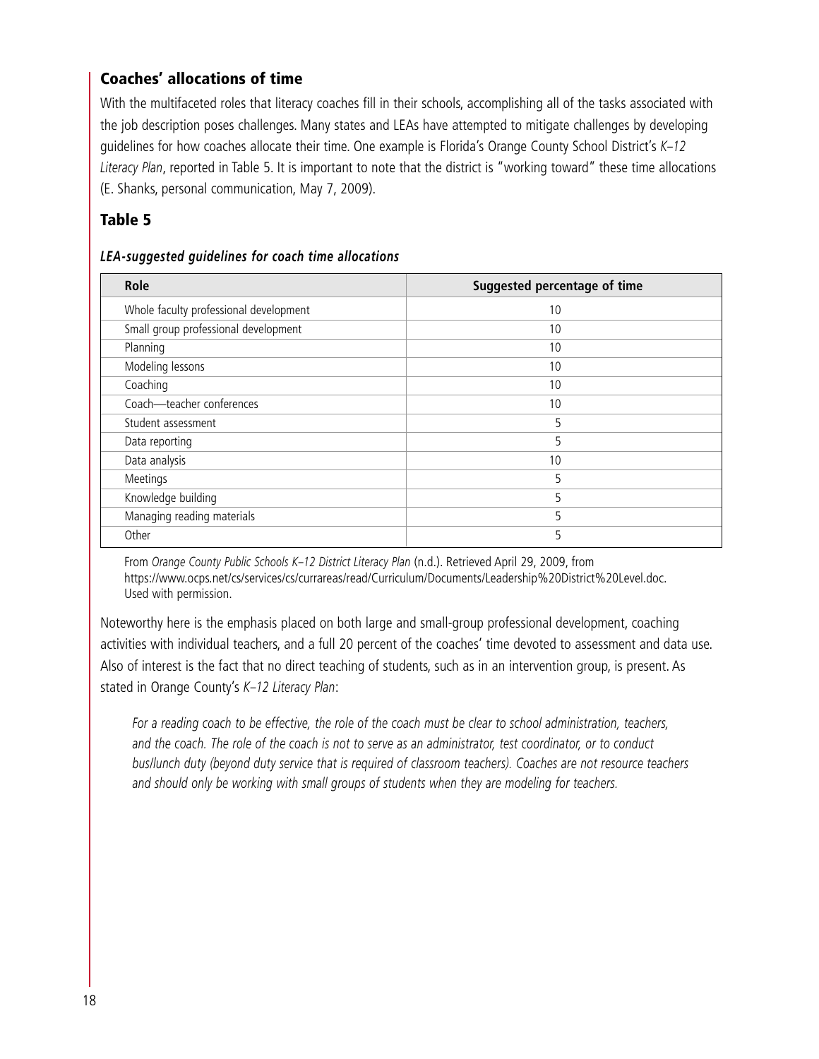## Coaches' allocations of time

With the multifaceted roles that literacy coaches fill in their schools, accomplishing all of the tasks associated with the job description poses challenges. Many states and LEAs have attempted to mitigate challenges by developing guidelines for how coaches allocate their time. One example is Florida's Orange County School District's *K–12 Literacy Plan*, reported in Table 5. It is important to note that the district is "working toward" these time allocations (E. Shanks, personal communication, May 7, 2009).

### Table 5

***LEA-suggested guidelines for coach time allocations***

| Role | Suggested percentage of time |
|---|---|
| Whole faculty professional development | 10 |
| Small group professional development | 10 |
| Planning | 10 |
| Modeling lessons | 10 |
| Coaching | 10 |
| Coach—teacher conferences | 10 |
| Student assessment | 5 |
| Data reporting | 5 |
| Data analysis | 10 |
| Meetings | 5 |
| Knowledge building | 5 |
| Managing reading materials | 5 |
| Other | 5 |

From *Orange County Public Schools K–12 District Literacy Plan* (n.d.). Retrieved April 29, 2009, from https://www.ocps.net/cs/services/cs/currareas/read/Curriculum/Documents/Leadership%20District%20Level.doc. Used with permission.

Noteworthy here is the emphasis placed on both large and small-group professional development, coaching activities with individual teachers, and a full 20 percent of the coaches' time devoted to assessment and data use. Also of interest is the fact that no direct teaching of students, such as in an intervention group, is present. As stated in Orange County's *K–12 Literacy Plan*:

> *For a reading coach to be effective, the role of the coach must be clear to school administration, teachers, and the coach. The role of the coach is not to serve as an administrator, test coordinator, or to conduct bus/lunch duty (beyond duty service that is required of classroom teachers). Coaches are not resource teachers and should only be working with small groups of students when they are modeling for teachers.*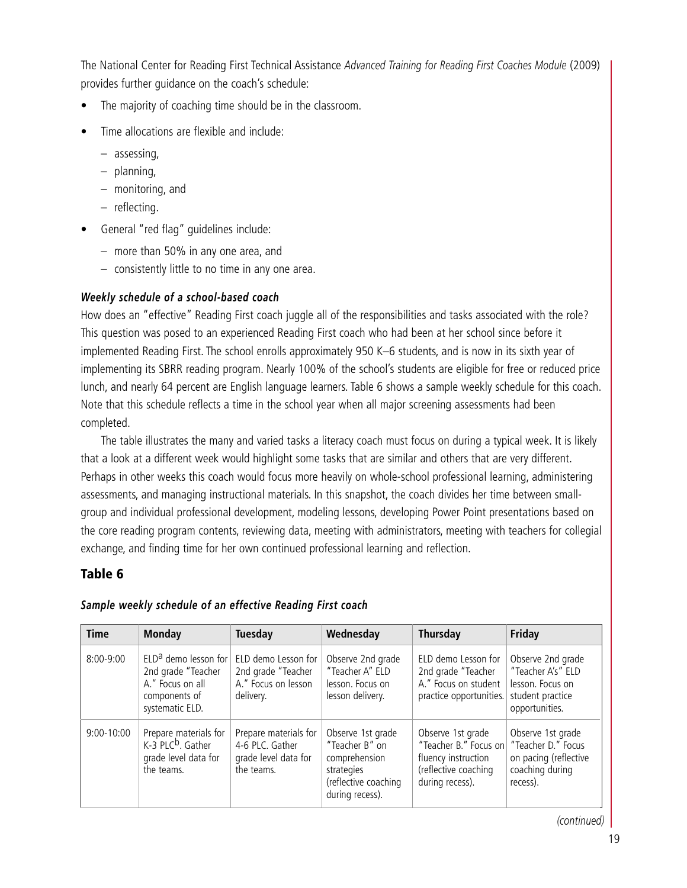The National Center for Reading First Technical Assistance *Advanced Training for Reading First Coaches Module* (2009) provides further guidance on the coach's schedule:

- The majority of coaching time should be in the classroom.
- Time allocations are flexible and include:
  - assessing,
  - planning,
  - monitoring, and
  - reflecting.
- General "red flag" guidelines include:
  - more than 50% in any one area, and
  - consistently little to no time in any one area.

### *Weekly schedule of a school-based coach*

How does an "effective" Reading First coach juggle all of the responsibilities and tasks associated with the role? This question was posed to an experienced Reading First coach who had been at her school since before it implemented Reading First. The school enrolls approximately 950 K–6 students, and is now in its sixth year of implementing its SBRR reading program. Nearly 100% of the school's students are eligible for free or reduced price lunch, and nearly 64 percent are English language learners. Table 6 shows a sample weekly schedule for this coach. Note that this schedule reflects a time in the school year when all major screening assessments had been completed.

The table illustrates the many and varied tasks a literacy coach must focus on during a typical week. It is likely that a look at a different week would highlight some tasks that are similar and others that are very different. Perhaps in other weeks this coach would focus more heavily on whole-school professional learning, administering assessments, and managing instructional materials. In this snapshot, the coach divides her time between small-group and individual professional development, modeling lessons, developing Power Point presentations based on the core reading program contents, reviewing data, meeting with administrators, meeting with teachers for collegial exchange, and finding time for her own continued professional learning and reflection.

## Table 6

***Sample weekly schedule of an effective Reading First coach***

| Time | Monday | Tuesday | Wednesday | Thursday | Friday |
|---|---|---|---|---|---|
| 8:00-9:00 | ELD[a] demo lesson for 2nd grade "Teacher A." Focus on all components of systematic ELD. | ELD demo Lesson for 2nd grade "Teacher A." Focus on lesson delivery. | Observe 2nd grade "Teacher A" ELD lesson. Focus on lesson delivery. | ELD demo Lesson for 2nd grade "Teacher A." Focus on student practice opportunities. | Observe 2nd grade "Teacher A's" ELD lesson. Focus on student practice opportunities. |
| 9:00-10:00 | Prepare materials for K-3 PLC[b]. Gather grade level data for the teams. | Prepare materials for 4-6 PLC. Gather grade level data for the teams. | Observe 1st grade "Teacher B" on comprehension strategies (reflective coaching during recess). | Observe 1st grade "Teacher B." Focus on fluency instruction (reflective coaching during recess). | Observe 1st grade "Teacher D." Focus on pacing (reflective coaching during recess). |

*(continued)*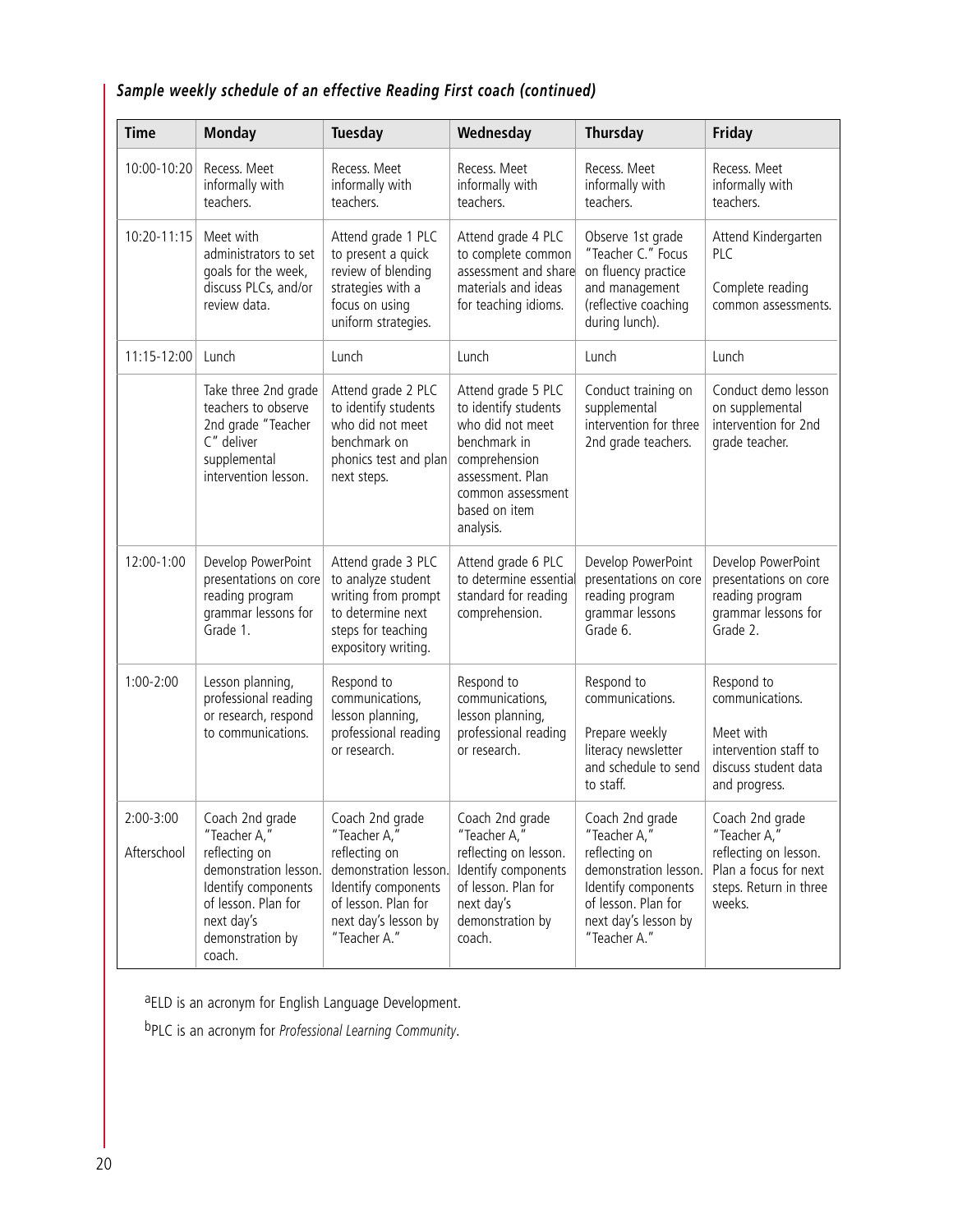***Sample weekly schedule of an effective Reading First coach (continued)***

| Time | Monday | Tuesday | Wednesday | Thursday | Friday |
|---|---|---|---|---|---|
| 10:00-10:20 | Recess. Meet informally with teachers. | Recess. Meet informally with teachers. | Recess. Meet informally with teachers. | Recess. Meet informally with teachers. | Recess. Meet informally with teachers. |
| 10:20-11:15 | Meet with administrators to set goals for the week, discuss PLCs, and/or review data. | Attend grade 1 PLC to present a quick review of blending strategies with a focus on using uniform strategies. | Attend grade 4 PLC to complete common assessment and share materials and ideas for teaching idioms. | Observe 1st grade "Teacher C." Focus on fluency practice and management (reflective coaching during lunch). | Attend Kindergarten PLC<br><br>Complete reading common assessments. |
| 11:15-12:00 | Lunch | Lunch | Lunch | Lunch | Lunch |
| | Take three 2nd grade teachers to observe 2nd grade "Teacher C" deliver supplemental intervention lesson. | Attend grade 2 PLC to identify students who did not meet benchmark on phonics test and plan next steps. | Attend grade 5 PLC to identify students who did not meet benchmark in comprehension assessment. Plan common assessment based on item analysis. | Conduct training on supplemental intervention for three 2nd grade teachers. | Conduct demo lesson on supplemental intervention for 2nd grade teacher. |
| 12:00-1:00 | Develop PowerPoint presentations on core reading program grammar lessons for Grade 1. | Attend grade 3 PLC to analyze student writing from prompt to determine next steps for teaching expository writing. | Attend grade 6 PLC to determine essential standard for reading comprehension. | Develop PowerPoint presentations on core reading program grammar lessons Grade 6. | Develop PowerPoint presentations on core reading program grammar lessons for Grade 2. |
| 1:00-2:00 | Lesson planning, professional reading or research, respond to communications. | Respond to communications, lesson planning, professional reading or research. | Respond to communications, lesson planning, professional reading or research. | Respond to communications.<br><br>Prepare weekly literacy newsletter and schedule to send to staff. | Respond to communications.<br><br>Meet with intervention staff to discuss student data and progress. |
| 2:00-3:00<br><br>Afterschool | Coach 2nd grade "Teacher A," reflecting on demonstration lesson. Identify components of lesson. Plan for next day's demonstration by coach. | Coach 2nd grade "Teacher A," reflecting on demonstration lesson. Identify components of lesson. Plan for next day's lesson by "Teacher A." | Coach 2nd grade "Teacher A," reflecting on lesson. Identify components of lesson. Plan for next day's demonstration by coach. | Coach 2nd grade "Teacher A," reflecting on demonstration lesson. Identify components of lesson. Plan for next day's lesson by "Teacher A." | Coach 2nd grade "Teacher A," reflecting on lesson. Plan a focus for next steps. Return in three weeks. |

[a]ELD is an acronym for English Language Development.

[b]PLC is an acronym for *Professional Learning Community*.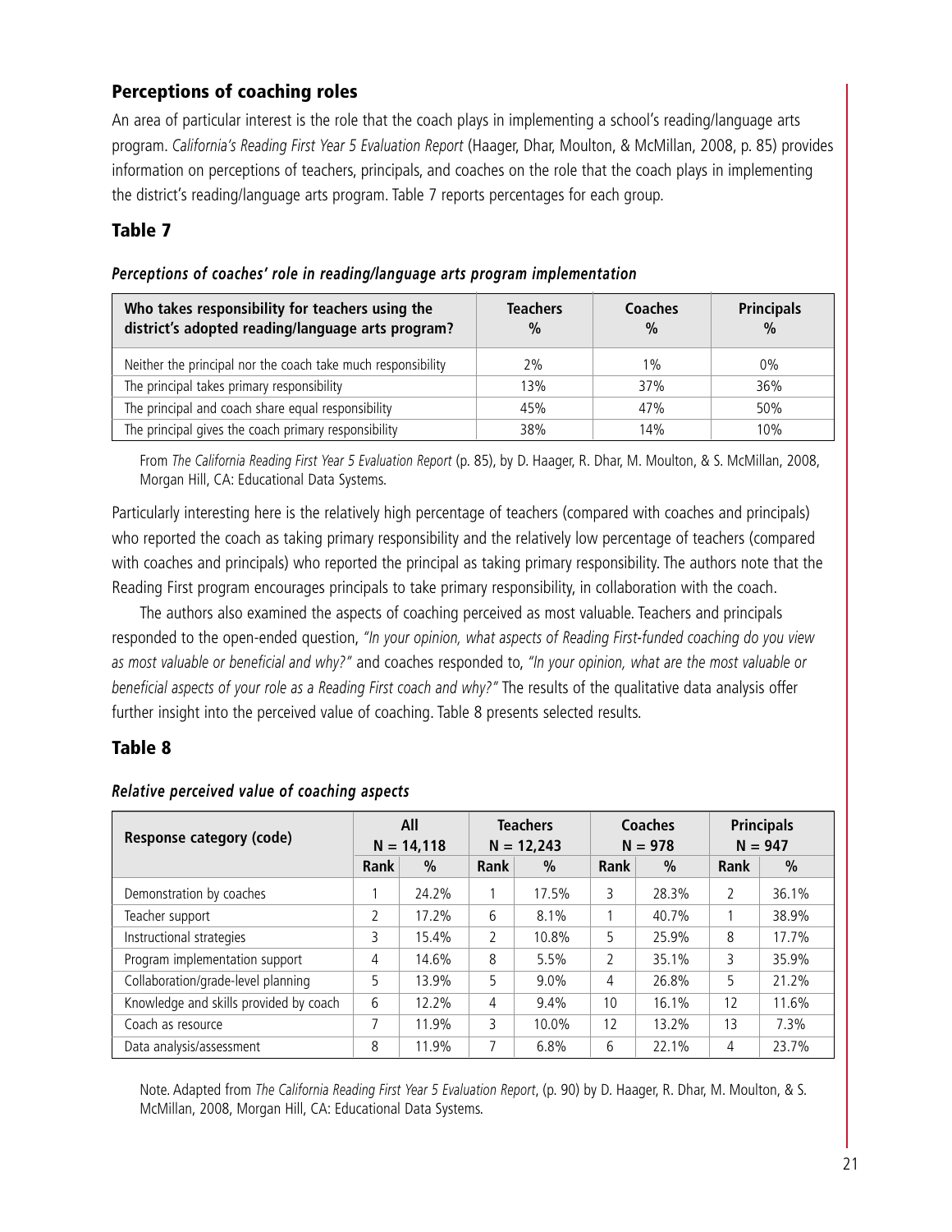## Perceptions of coaching roles

An area of particular interest is the role that the coach plays in implementing a school's reading/language arts program. *California's Reading First Year 5 Evaluation Report* (Haager, Dhar, Moulton, & McMillan, 2008, p. 85) provides information on perceptions of teachers, principals, and coaches on the role that the coach plays in implementing the district's reading/language arts program. Table 7 reports percentages for each group.

## Table 7

***Perceptions of coaches' role in reading/language arts program implementation***

| Who takes responsibility for teachers using the district's adopted reading/language arts program? | Teachers % | Coaches % | Principals % |
|---|---|---|---|
| Neither the principal nor the coach take much responsibility | 2% | 1% | 0% |
| The principal takes primary responsibility | 13% | 37% | 36% |
| The principal and coach share equal responsibility | 45% | 47% | 50% |
| The principal gives the coach primary responsibility | 38% | 14% | 10% |

From *The California Reading First Year 5 Evaluation Report* (p. 85), by D. Haager, R. Dhar, M. Moulton, & S. McMillan, 2008, Morgan Hill, CA: Educational Data Systems.

Particularly interesting here is the relatively high percentage of teachers (compared with coaches and principals) who reported the coach as taking primary responsibility and the relatively low percentage of teachers (compared with coaches and principals) who reported the principal as taking primary responsibility. The authors note that the Reading First program encourages principals to take primary responsibility, in collaboration with the coach.

The authors also examined the aspects of coaching perceived as most valuable. Teachers and principals responded to the open-ended question, *"In your opinion, what aspects of Reading First-funded coaching do you view as most valuable or beneficial and why?"* and coaches responded to, *"In your opinion, what are the most valuable or beneficial aspects of your role as a Reading First coach and why?"* The results of the qualitative data analysis offer further insight into the perceived value of coaching. Table 8 presents selected results.

## Table 8

***Relative perceived value of coaching aspects***

| Response category (code) | All N = 14,118 | | Teachers N = 12,243 | | Coaches N = 978 | | Principals N = 947 | |
|---|---|---|---|---|---|---|---|---|
| | Rank | % | Rank | % | Rank | % | Rank | % |
| Demonstration by coaches | 1 | 24.2% | 1 | 17.5% | 3 | 28.3% | 2 | 36.1% |
| Teacher support | 2 | 17.2% | 6 | 8.1% | 1 | 40.7% | 1 | 38.9% |
| Instructional strategies | 3 | 15.4% | 2 | 10.8% | 5 | 25.9% | 8 | 17.7% |
| Program implementation support | 4 | 14.6% | 8 | 5.5% | 2 | 35.1% | 3 | 35.9% |
| Collaboration/grade-level planning | 5 | 13.9% | 5 | 9.0% | 4 | 26.8% | 5 | 21.2% |
| Knowledge and skills provided by coach | 6 | 12.2% | 4 | 9.4% | 10 | 16.1% | 12 | 11.6% |
| Coach as resource | 7 | 11.9% | 3 | 10.0% | 12 | 13.2% | 13 | 7.3% |
| Data analysis/assessment | 8 | 11.9% | 7 | 6.8% | 6 | 22.1% | 4 | 23.7% |

Note. Adapted from *The California Reading First Year 5 Evaluation Report*, (p. 90) by D. Haager, R. Dhar, M. Moulton, & S. McMillan, 2008, Morgan Hill, CA: Educational Data Systems.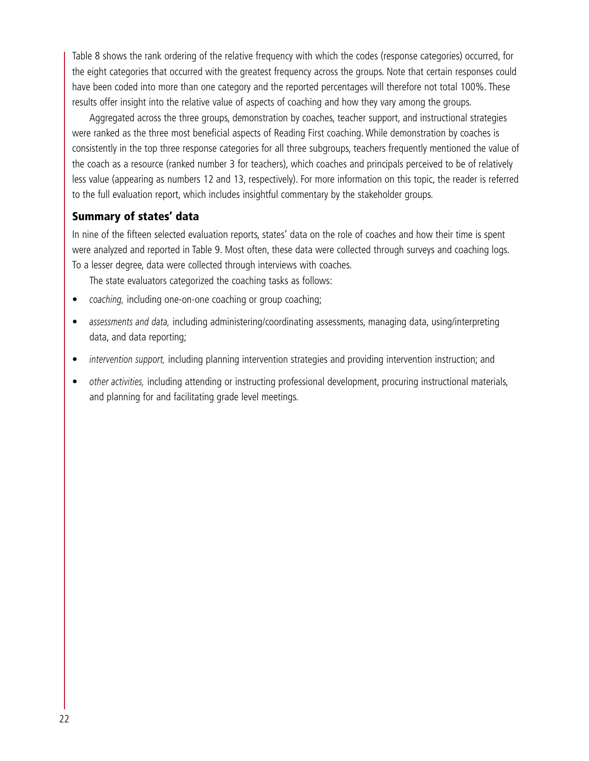Table 8 shows the rank ordering of the relative frequency with which the codes (response categories) occurred, for the eight categories that occurred with the greatest frequency across the groups. Note that certain responses could have been coded into more than one category and the reported percentages will therefore not total 100%. These results offer insight into the relative value of aspects of coaching and how they vary among the groups.

Aggregated across the three groups, demonstration by coaches, teacher support, and instructional strategies were ranked as the three most beneficial aspects of Reading First coaching. While demonstration by coaches is consistently in the top three response categories for all three subgroups, teachers frequently mentioned the value of the coach as a resource (ranked number 3 for teachers), which coaches and principals perceived to be of relatively less value (appearing as numbers 12 and 13, respectively). For more information on this topic, the reader is referred to the full evaluation report, which includes insightful commentary by the stakeholder groups.

## Summary of states' data

In nine of the fifteen selected evaluation reports, states' data on the role of coaches and how their time is spent were analyzed and reported in Table 9. Most often, these data were collected through surveys and coaching logs. To a lesser degree, data were collected through interviews with coaches.

The state evaluators categorized the coaching tasks as follows:

- *coaching,* including one-on-one coaching or group coaching;
- *assessments and data,* including administering/coordinating assessments, managing data, using/interpreting data, and data reporting;
- *intervention support,* including planning intervention strategies and providing intervention instruction; and
- *other activities,* including attending or instructing professional development, procuring instructional materials, and planning for and facilitating grade level meetings.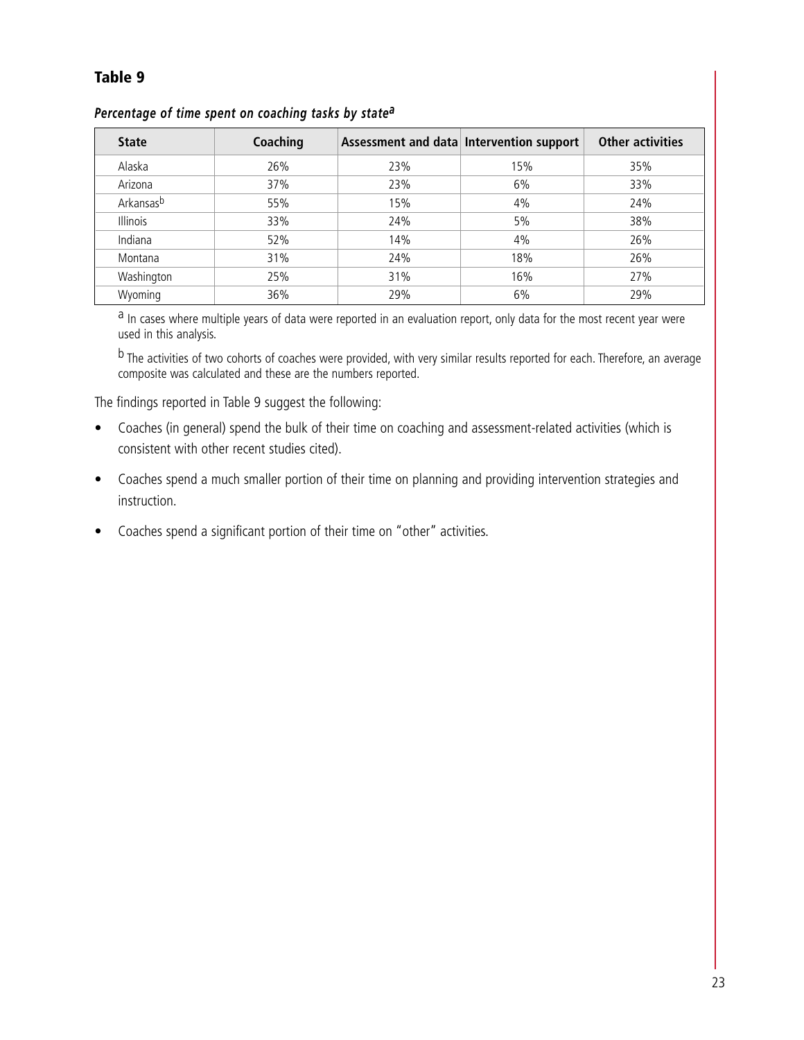## Table 9

***Percentage of time spent on coaching tasks by state[a]***

| State | Coaching | Assessment and data | Intervention support | Other activities |
|---|---|---|---|---|
| Alaska | 26% | 23% | 15% | 35% |
| Arizona | 37% | 23% | 6% | 33% |
| Arkansas[b] | 55% | 15% | 4% | 24% |
| Illinois | 33% | 24% | 5% | 38% |
| Indiana | 52% | 14% | 4% | 26% |
| Montana | 31% | 24% | 18% | 26% |
| Washington | 25% | 31% | 16% | 27% |
| Wyoming | 36% | 29% | 6% | 29% |

[a] In cases where multiple years of data were reported in an evaluation report, only data for the most recent year were used in this analysis.

[b] The activities of two cohorts of coaches were provided, with very similar results reported for each. Therefore, an average composite was calculated and these are the numbers reported.

The findings reported in Table 9 suggest the following:

- Coaches (in general) spend the bulk of their time on coaching and assessment-related activities (which is consistent with other recent studies cited).
- Coaches spend a much smaller portion of their time on planning and providing intervention strategies and instruction.
- Coaches spend a significant portion of their time on "other" activities.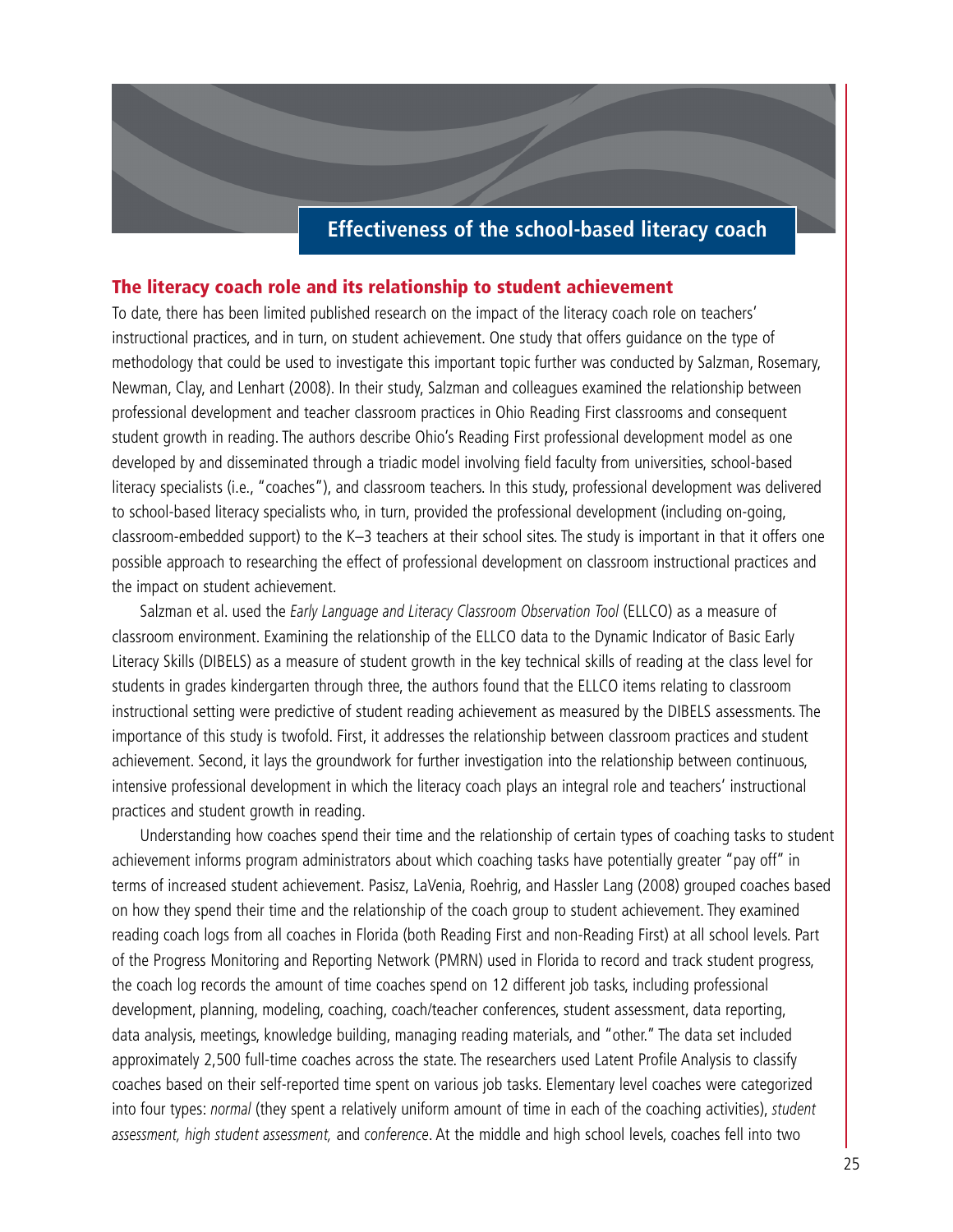# Effectiveness of the school-based literacy coach

## The literacy coach role and its relationship to student achievement

To date, there has been limited published research on the impact of the literacy coach role on teachers' instructional practices, and in turn, on student achievement. One study that offers guidance on the type of methodology that could be used to investigate this important topic further was conducted by Salzman, Rosemary, Newman, Clay, and Lenhart (2008). In their study, Salzman and colleagues examined the relationship between professional development and teacher classroom practices in Ohio Reading First classrooms and consequent student growth in reading. The authors describe Ohio's Reading First professional development model as one developed by and disseminated through a triadic model involving field faculty from universities, school-based literacy specialists (i.e., "coaches"), and classroom teachers. In this study, professional development was delivered to school-based literacy specialists who, in turn, provided the professional development (including on-going, classroom-embedded support) to the K–3 teachers at their school sites. The study is important in that it offers one possible approach to researching the effect of professional development on classroom instructional practices and the impact on student achievement.

Salzman et al. used the *Early Language and Literacy Classroom Observation Tool* (ELLCO) as a measure of classroom environment. Examining the relationship of the ELLCO data to the Dynamic Indicator of Basic Early Literacy Skills (DIBELS) as a measure of student growth in the key technical skills of reading at the class level for students in grades kindergarten through three, the authors found that the ELLCO items relating to classroom instructional setting were predictive of student reading achievement as measured by the DIBELS assessments. The importance of this study is twofold. First, it addresses the relationship between classroom practices and student achievement. Second, it lays the groundwork for further investigation into the relationship between continuous, intensive professional development in which the literacy coach plays an integral role and teachers' instructional practices and student growth in reading.

Understanding how coaches spend their time and the relationship of certain types of coaching tasks to student achievement informs program administrators about which coaching tasks have potentially greater "pay off" in terms of increased student achievement. Pasisz, LaVenia, Roehrig, and Hassler Lang (2008) grouped coaches based on how they spend their time and the relationship of the coach group to student achievement. They examined reading coach logs from all coaches in Florida (both Reading First and non-Reading First) at all school levels. Part of the Progress Monitoring and Reporting Network (PMRN) used in Florida to record and track student progress, the coach log records the amount of time coaches spend on 12 different job tasks, including professional development, planning, modeling, coaching, coach/teacher conferences, student assessment, data reporting, data analysis, meetings, knowledge building, managing reading materials, and "other." The data set included approximately 2,500 full-time coaches across the state. The researchers used Latent Profile Analysis to classify coaches based on their self-reported time spent on various job tasks. Elementary level coaches were categorized into four types: *normal* (they spent a relatively uniform amount of time in each of the coaching activities), *student assessment, high student assessment,* and *conference*. At the middle and high school levels, coaches fell into two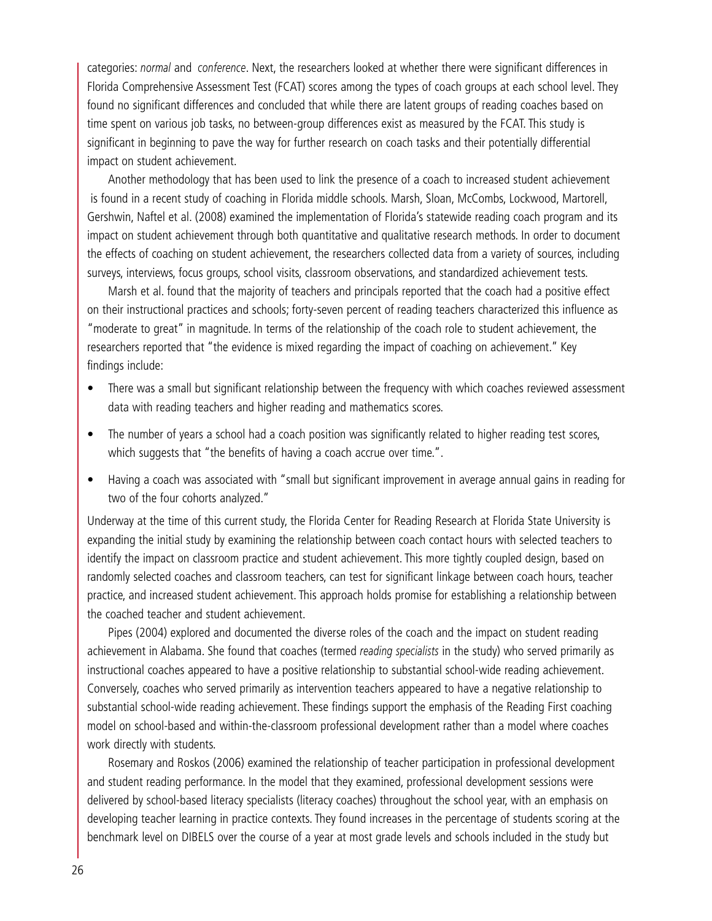categories: *normal* and *conference*. Next, the researchers looked at whether there were significant differences in Florida Comprehensive Assessment Test (FCAT) scores among the types of coach groups at each school level. They found no significant differences and concluded that while there are latent groups of reading coaches based on time spent on various job tasks, no between-group differences exist as measured by the FCAT. This study is significant in beginning to pave the way for further research on coach tasks and their potentially differential impact on student achievement.

Another methodology that has been used to link the presence of a coach to increased student achievement is found in a recent study of coaching in Florida middle schools. Marsh, Sloan, McCombs, Lockwood, Martorell, Gershwin, Naftel et al. (2008) examined the implementation of Florida's statewide reading coach program and its impact on student achievement through both quantitative and qualitative research methods. In order to document the effects of coaching on student achievement, the researchers collected data from a variety of sources, including surveys, interviews, focus groups, school visits, classroom observations, and standardized achievement tests.

Marsh et al. found that the majority of teachers and principals reported that the coach had a positive effect on their instructional practices and schools; forty-seven percent of reading teachers characterized this influence as "moderate to great" in magnitude. In terms of the relationship of the coach role to student achievement, the researchers reported that "the evidence is mixed regarding the impact of coaching on achievement." Key findings include:

- There was a small but significant relationship between the frequency with which coaches reviewed assessment data with reading teachers and higher reading and mathematics scores.
- The number of years a school had a coach position was significantly related to higher reading test scores, which suggests that "the benefits of having a coach accrue over time.".
- Having a coach was associated with "small but significant improvement in average annual gains in reading for two of the four cohorts analyzed."

Underway at the time of this current study, the Florida Center for Reading Research at Florida State University is expanding the initial study by examining the relationship between coach contact hours with selected teachers to identify the impact on classroom practice and student achievement. This more tightly coupled design, based on randomly selected coaches and classroom teachers, can test for significant linkage between coach hours, teacher practice, and increased student achievement. This approach holds promise for establishing a relationship between the coached teacher and student achievement.

Pipes (2004) explored and documented the diverse roles of the coach and the impact on student reading achievement in Alabama. She found that coaches (termed *reading specialists* in the study) who served primarily as instructional coaches appeared to have a positive relationship to substantial school-wide reading achievement. Conversely, coaches who served primarily as intervention teachers appeared to have a negative relationship to substantial school-wide reading achievement. These findings support the emphasis of the Reading First coaching model on school-based and within-the-classroom professional development rather than a model where coaches work directly with students.

Rosemary and Roskos (2006) examined the relationship of teacher participation in professional development and student reading performance. In the model that they examined, professional development sessions were delivered by school-based literacy specialists (literacy coaches) throughout the school year, with an emphasis on developing teacher learning in practice contexts. They found increases in the percentage of students scoring at the benchmark level on DIBELS over the course of a year at most grade levels and schools included in the study but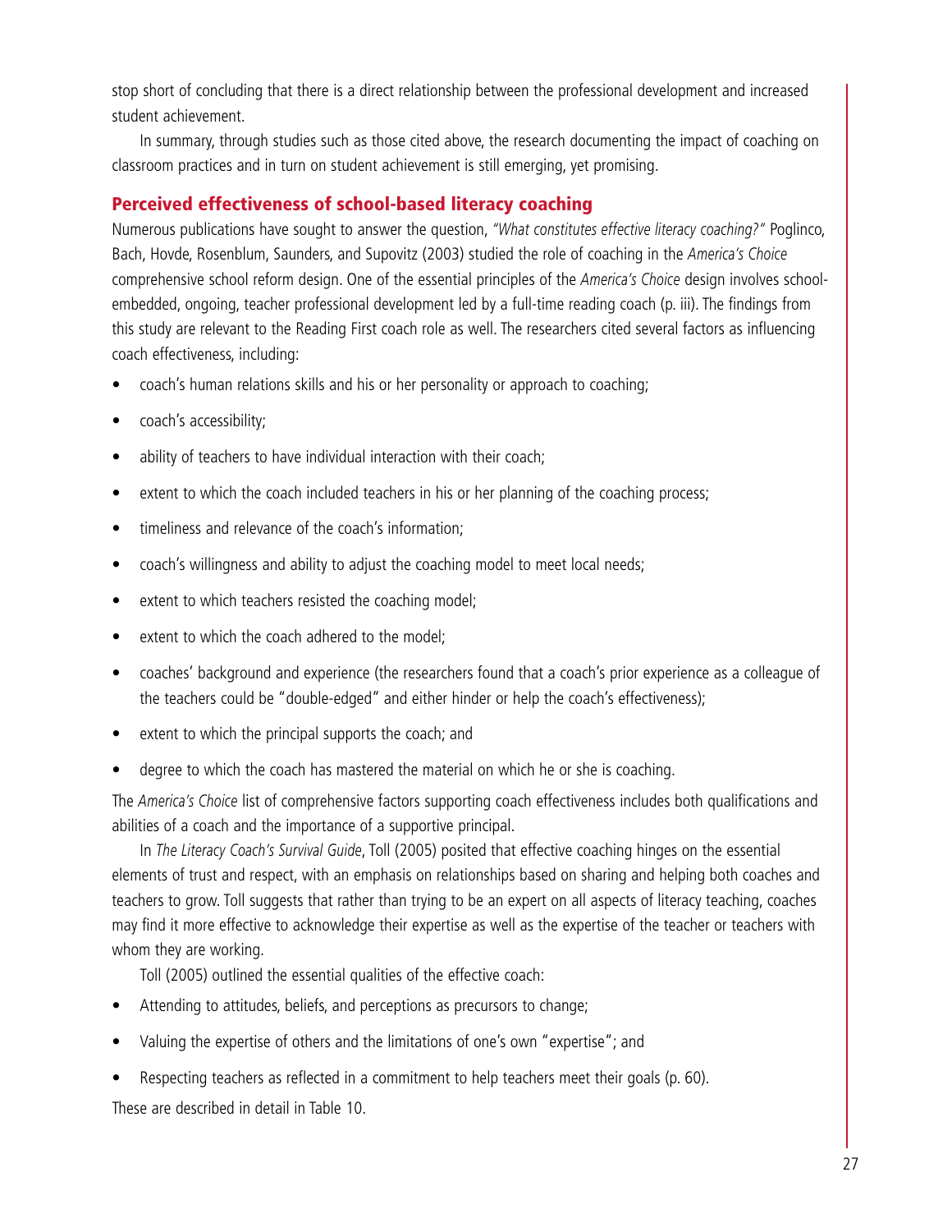stop short of concluding that there is a direct relationship between the professional development and increased student achievement.

In summary, through studies such as those cited above, the research documenting the impact of coaching on classroom practices and in turn on student achievement is still emerging, yet promising.

## Perceived effectiveness of school-based literacy coaching

Numerous publications have sought to answer the question, *"What constitutes effective literacy coaching?"* Poglinco, Bach, Hovde, Rosenblum, Saunders, and Supovitz (2003) studied the role of coaching in the *America's Choice* comprehensive school reform design. One of the essential principles of the *America's Choice* design involves school-embedded, ongoing, teacher professional development led by a full-time reading coach (p. iii). The findings from this study are relevant to the Reading First coach role as well. The researchers cited several factors as influencing coach effectiveness, including:

- coach's human relations skills and his or her personality or approach to coaching;
- coach's accessibility;
- ability of teachers to have individual interaction with their coach;
- extent to which the coach included teachers in his or her planning of the coaching process;
- timeliness and relevance of the coach's information;
- coach's willingness and ability to adjust the coaching model to meet local needs;
- extent to which teachers resisted the coaching model;
- extent to which the coach adhered to the model;
- coaches' background and experience (the researchers found that a coach's prior experience as a colleague of the teachers could be "double-edged" and either hinder or help the coach's effectiveness);
- extent to which the principal supports the coach; and
- degree to which the coach has mastered the material on which he or she is coaching.

The *America's Choice* list of comprehensive factors supporting coach effectiveness includes both qualifications and abilities of a coach and the importance of a supportive principal.

In *The Literacy Coach's Survival Guide*, Toll (2005) posited that effective coaching hinges on the essential elements of trust and respect, with an emphasis on relationships based on sharing and helping both coaches and teachers to grow. Toll suggests that rather than trying to be an expert on all aspects of literacy teaching, coaches may find it more effective to acknowledge their expertise as well as the expertise of the teacher or teachers with whom they are working.

Toll (2005) outlined the essential qualities of the effective coach:

- Attending to attitudes, beliefs, and perceptions as precursors to change;
- Valuing the expertise of others and the limitations of one's own "expertise"; and
- Respecting teachers as reflected in a commitment to help teachers meet their goals (p. 60).

These are described in detail in Table 10.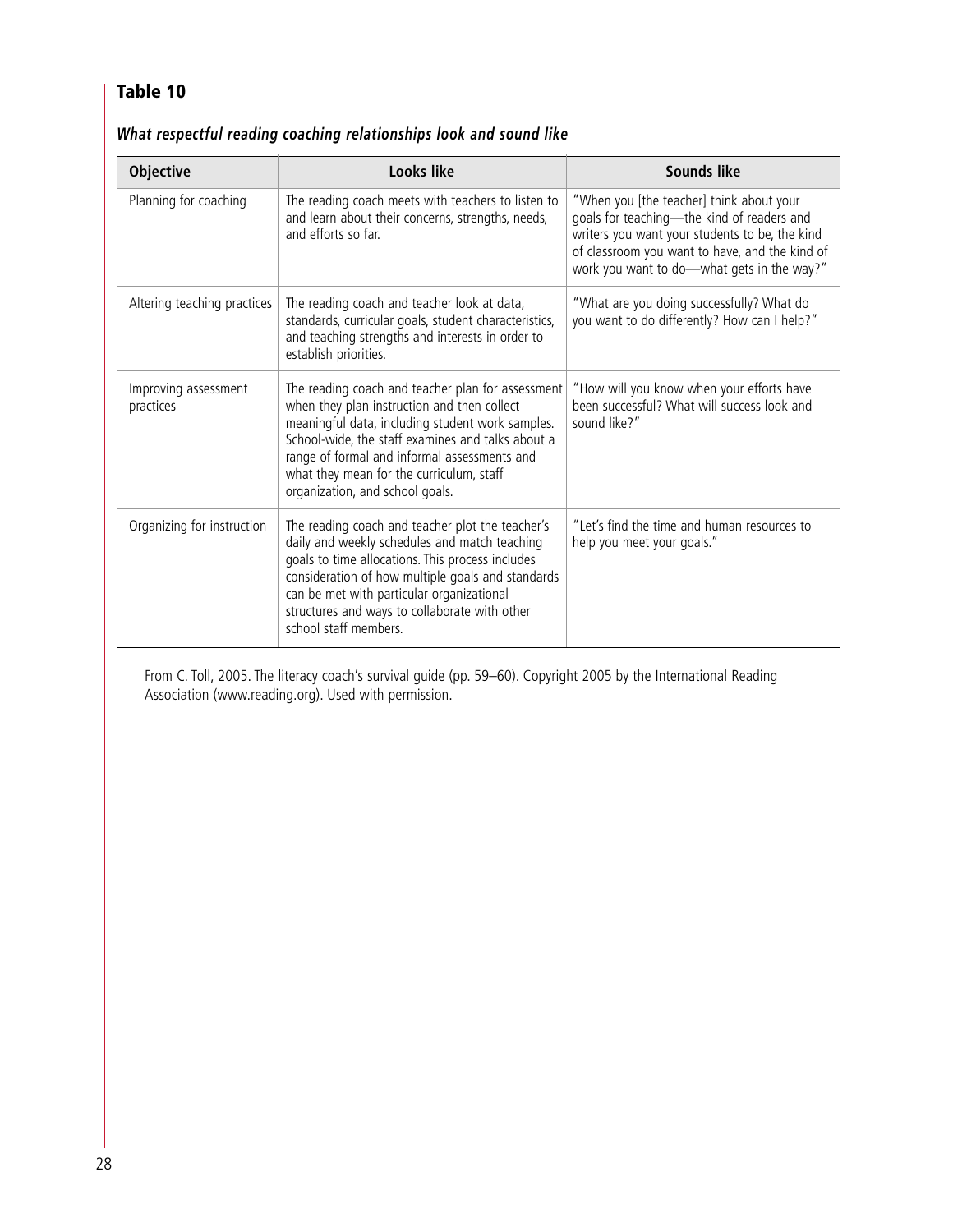## Table 10

***What respectful reading coaching relationships look and sound like***

| Objective | Looks like | Sounds like |
|---|---|---|
| Planning for coaching | The reading coach meets with teachers to listen to and learn about their concerns, strengths, needs, and efforts so far. | "When you [the teacher] think about your goals for teaching—the kind of readers and writers you want your students to be, the kind of classroom you want to have, and the kind of work you want to do—what gets in the way?" |
| Altering teaching practices | The reading coach and teacher look at data, standards, curricular goals, student characteristics, and teaching strengths and interests in order to establish priorities. | "What are you doing successfully? What do you want to do differently? How can I help?" |
| Improving assessment practices | The reading coach and teacher plan for assessment when they plan instruction and then collect meaningful data, including student work samples. School-wide, the staff examines and talks about a range of formal and informal assessments and what they mean for the curriculum, staff organization, and school goals. | "How will you know when your efforts have been successful? What will success look and sound like?" |
| Organizing for instruction | The reading coach and teacher plot the teacher's daily and weekly schedules and match teaching goals to time allocations. This process includes consideration of how multiple goals and standards can be met with particular organizational structures and ways to collaborate with other school staff members. | "Let's find the time and human resources to help you meet your goals." |

From C. Toll, 2005. The literacy coach's survival guide (pp. 59–60). Copyright 2005 by the International Reading Association (www.reading.org). Used with permission.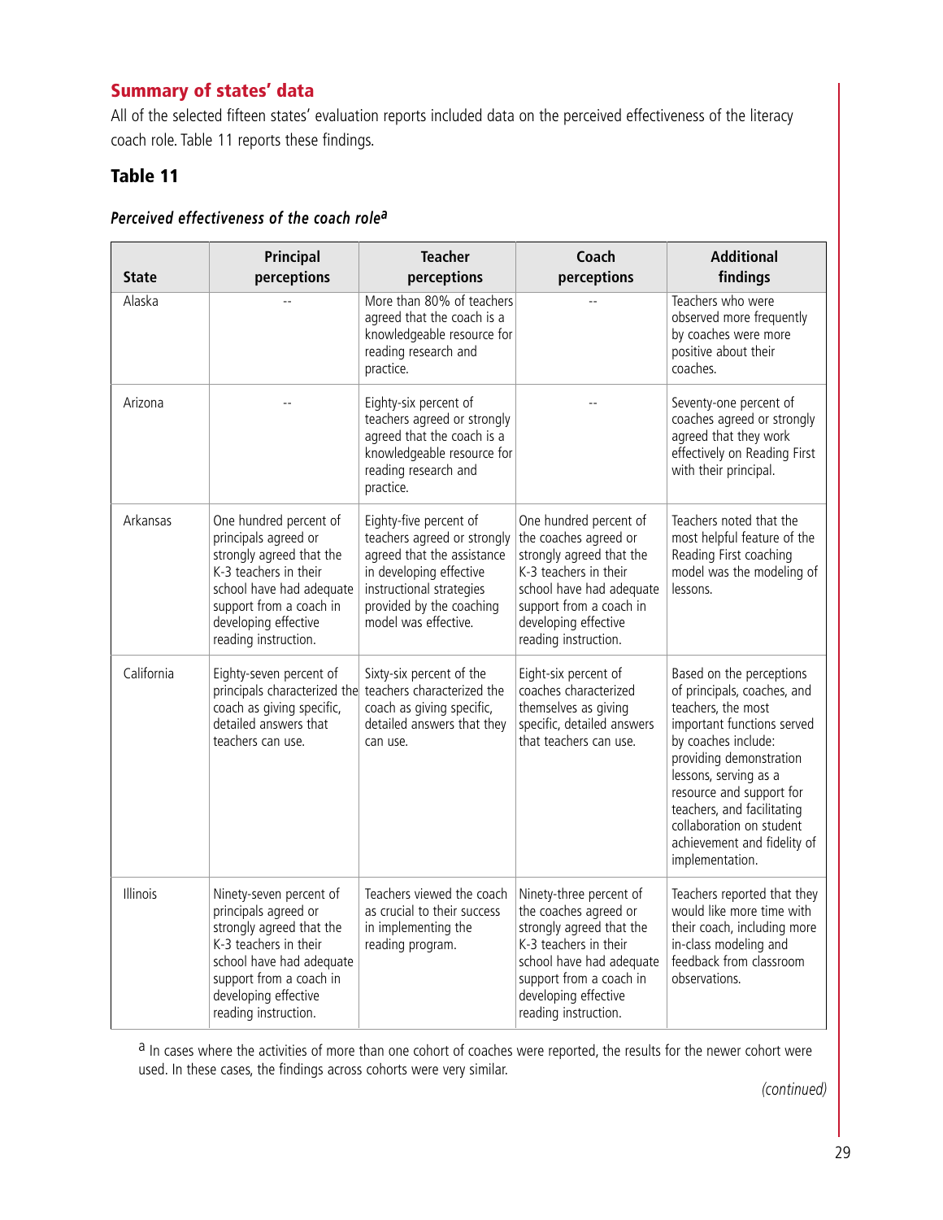## Summary of states' data

All of the selected fifteen states' evaluation reports included data on the perceived effectiveness of the literacy coach role. Table 11 reports these findings.

### Table 11

*Perceived effectiveness of the coach role*[a]

| State | Principal perceptions | Teacher perceptions | Coach perceptions | Additional findings |
|---|---|---|---|---|
| Alaska | -- | More than 80% of teachers agreed that the coach is a knowledgeable resource for reading research and practice. | -- | Teachers who were observed more frequently by coaches were more positive about their coaches. |
| Arizona | -- | Eighty-six percent of teachers agreed or strongly agreed that the coach is a knowledgeable resource for reading research and practice. | -- | Seventy-one percent of coaches agreed or strongly agreed that they work effectively on Reading First with their principal. |
| Arkansas | One hundred percent of principals agreed or strongly agreed that the K-3 teachers in their school have had adequate support from a coach in developing effective reading instruction. | Eighty-five percent of teachers agreed or strongly agreed that the assistance in developing effective instructional strategies provided by the coaching model was effective. | One hundred percent of the coaches agreed or strongly agreed that the K-3 teachers in their school have had adequate support from a coach in developing effective reading instruction. | Teachers noted that the most helpful feature of the Reading First coaching model was the modeling of lessons. |
| California | Eighty-seven percent of principals characterized the coach as giving specific, detailed answers that teachers can use. | Sixty-six percent of the teachers characterized the coach as giving specific, detailed answers that they can use. | Eight-six percent of coaches characterized themselves as giving specific, detailed answers that teachers can use. | Based on the perceptions of principals, coaches, and teachers, the most important functions served by coaches include: providing demonstration lessons, serving as a resource and support for teachers, and facilitating collaboration on student achievement and fidelity of implementation. |
| Illinois | Ninety-seven percent of principals agreed or strongly agreed that the K-3 teachers in their school have had adequate support from a coach in developing effective reading instruction. | Teachers viewed the coach as crucial to their success in implementing the reading program. | Ninety-three percent of the coaches agreed or strongly agreed that the K-3 teachers in their school have had adequate support from a coach in developing effective reading instruction. | Teachers reported that they would like more time with their coach, including more in-class modeling and feedback from classroom observations. |

[a] In cases where the activities of more than one cohort of coaches were reported, the results for the newer cohort were used. In these cases, the findings across cohorts were very similar.

*(continued)*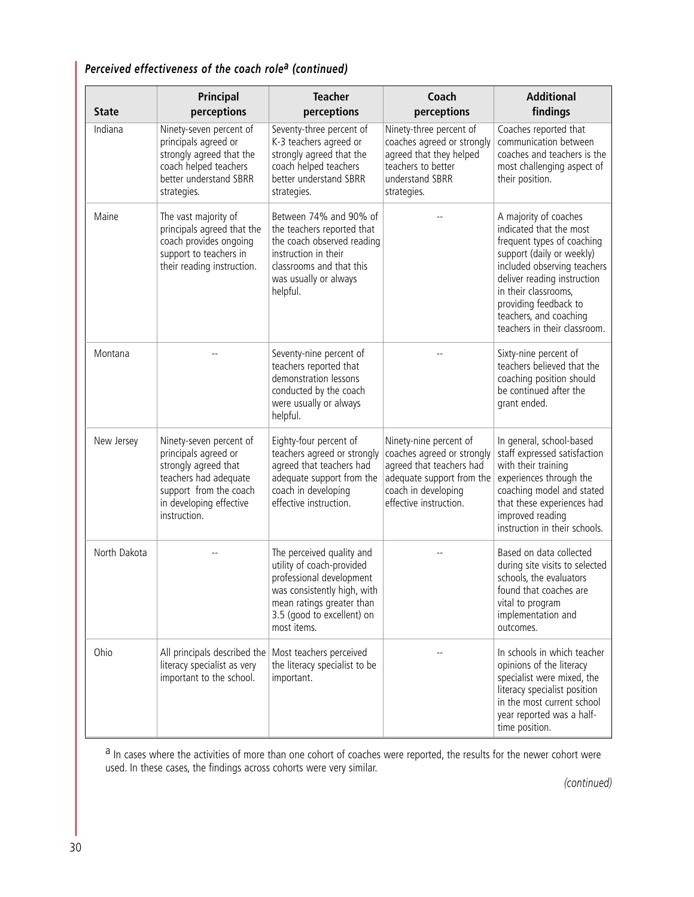### *Perceived effectiveness of the coach role[a] (continued)*

| State | Principal perceptions | Teacher perceptions | Coach perceptions | Additional findings |
|---|---|---|---|---|
| Indiana | Ninety-seven percent of principals agreed or strongly agreed that the coach helped teachers better understand SBRR strategies. | Seventy-three percent of K-3 teachers agreed or strongly agreed that the coach helped teachers better understand SBRR strategies. | Ninety-three percent of coaches agreed or strongly agreed that they helped teachers to better understand SBRR strategies. | Coaches reported that communication between coaches and teachers is the most challenging aspect of their position. |
| Maine | The vast majority of principals agreed that the coach provides ongoing support to teachers in their reading instruction. | Between 74% and 90% of the teachers reported that the coach observed reading instruction in their classrooms and that this was usually or always helpful. | -- | A majority of coaches indicated that the most frequent types of coaching support (daily or weekly) included observing teachers deliver reading instruction in their classrooms, providing feedback to teachers, and coaching teachers in their classroom. |
| Montana | -- | Seventy-nine percent of teachers reported that demonstration lessons conducted by the coach were usually or always helpful. | -- | Sixty-nine percent of teachers believed that the coaching position should be continued after the grant ended. |
| New Jersey | Ninety-seven percent of principals agreed or strongly agreed that teachers had adequate support from the coach in developing effective instruction. | Eighty-four percent of teachers agreed or strongly agreed that teachers had adequate support from the coach in developing effective instruction. | Ninety-nine percent of coaches agreed or strongly agreed that teachers had adequate support from the coach in developing effective instruction. | In general, school-based staff expressed satisfaction with their training experiences through the coaching model and stated that these experiences had improved reading instruction in their schools. |
| North Dakota | -- | The perceived quality and utility of coach-provided professional development was consistently high, with mean ratings greater than 3.5 (good to excellent) on most items. | -- | Based on data collected during site visits to selected schools, the evaluators found that coaches are vital to program implementation and outcomes. |
| Ohio | All principals described the literacy specialist as very important to the school. | Most teachers perceived the literacy specialist to be important. | -- | In schools in which teacher opinions of the literacy specialist were mixed, the literacy specialist position in the most current school year reported was a half-time position. |

[a] In cases where the activities of more than one cohort of coaches were reported, the results for the newer cohort were used. In these cases, the findings across cohorts were very similar.

*(continued)*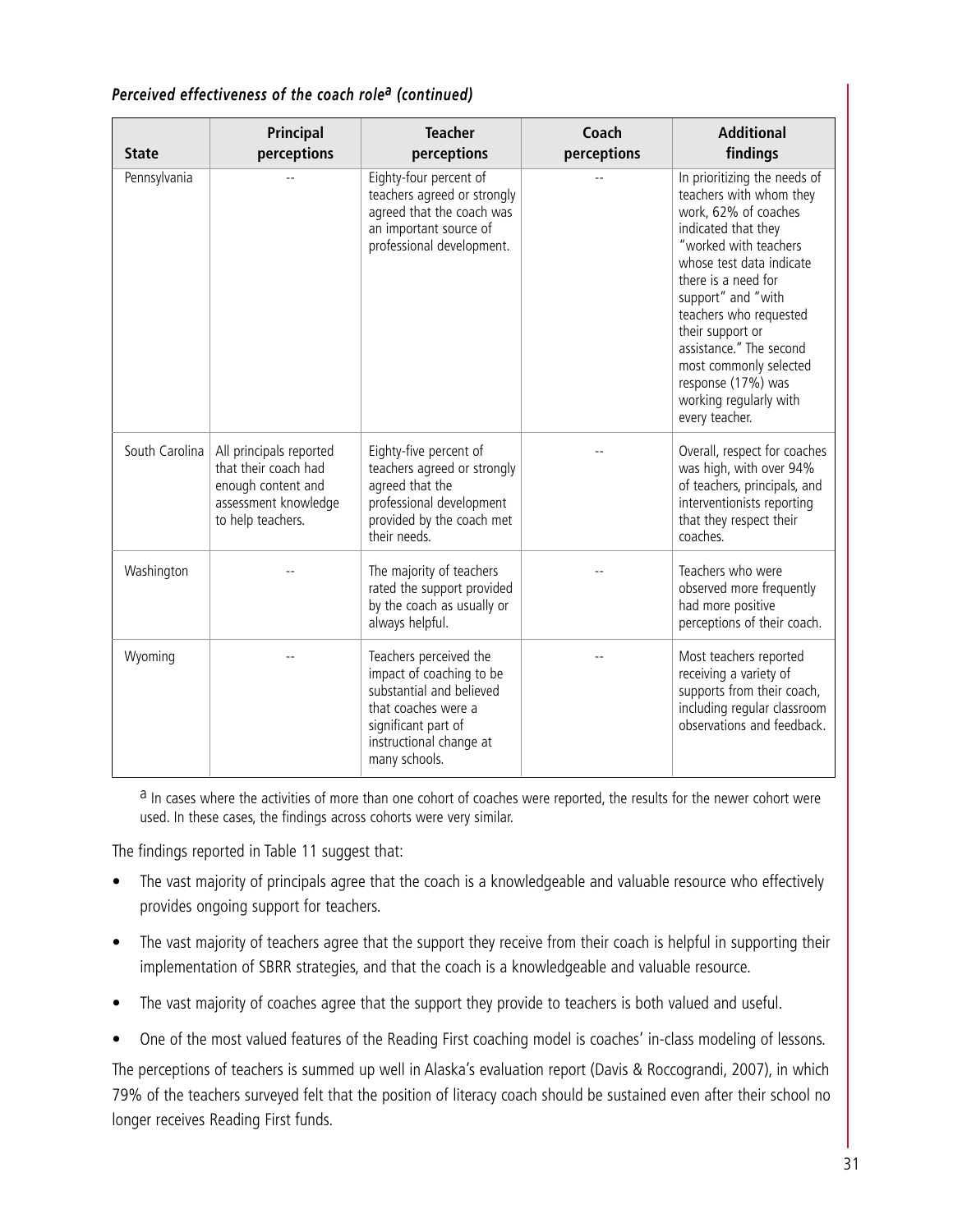*Perceived effectiveness of the coach role[a] (continued)*

| State | Principal perceptions | Teacher perceptions | Coach perceptions | Additional findings |
|---|---|---|---|---|
| Pennsylvania | -- | Eighty-four percent of teachers agreed or strongly agreed that the coach was an important source of professional development. | -- | In prioritizing the needs of teachers with whom they work, 62% of coaches indicated that they "worked with teachers whose test data indicate there is a need for support" and "with teachers who requested their support or assistance." The second most commonly selected response (17%) was working regularly with every teacher. |
| South Carolina | All principals reported that their coach had enough content and assessment knowledge to help teachers. | Eighty-five percent of teachers agreed or strongly agreed that the professional development provided by the coach met their needs. | -- | Overall, respect for coaches was high, with over 94% of teachers, principals, and interventionists reporting that they respect their coaches. |
| Washington | -- | The majority of teachers rated the support provided by the coach as usually or always helpful. | -- | Teachers who were observed more frequently had more positive perceptions of their coach. |
| Wyoming | -- | Teachers perceived the impact of coaching to be substantial and believed that coaches were a significant part of instructional change at many schools. | -- | Most teachers reported receiving a variety of supports from their coach, including regular classroom observations and feedback. |

[a] In cases where the activities of more than one cohort of coaches were reported, the results for the newer cohort were used. In these cases, the findings across cohorts were very similar.

The findings reported in Table 11 suggest that:

- The vast majority of principals agree that the coach is a knowledgeable and valuable resource who effectively provides ongoing support for teachers.
- The vast majority of teachers agree that the support they receive from their coach is helpful in supporting their implementation of SBRR strategies, and that the coach is a knowledgeable and valuable resource.
- The vast majority of coaches agree that the support they provide to teachers is both valued and useful.
- One of the most valued features of the Reading First coaching model is coaches' in-class modeling of lessons.

The perceptions of teachers is summed up well in Alaska's evaluation report (Davis & Roccograndi, 2007), in which 79% of the teachers surveyed felt that the position of literacy coach should be sustained even after their school no longer receives Reading First funds.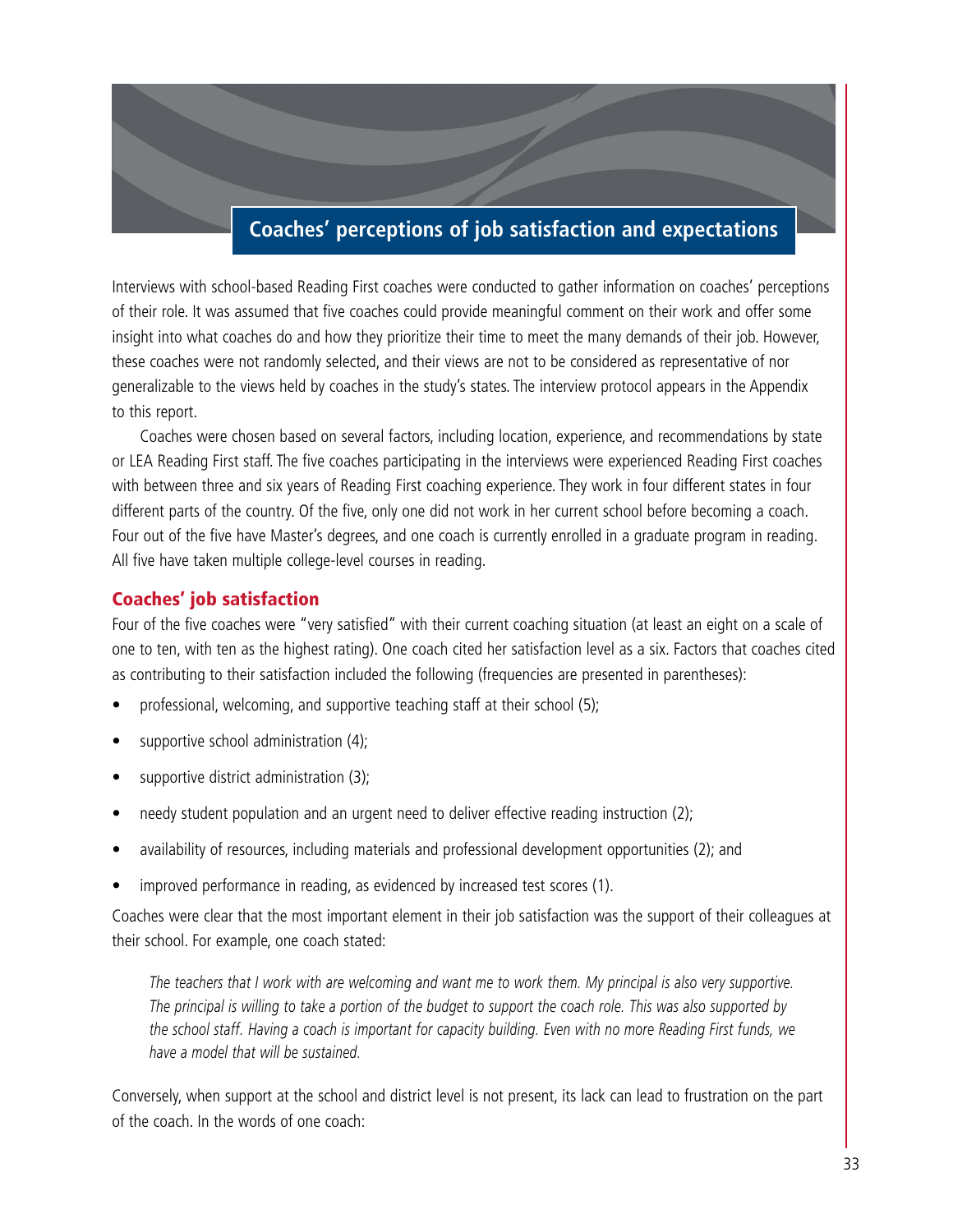# Coaches' perceptions of job satisfaction and expectations

Interviews with school-based Reading First coaches were conducted to gather information on coaches' perceptions of their role. It was assumed that five coaches could provide meaningful comment on their work and offer some insight into what coaches do and how they prioritize their time to meet the many demands of their job. However, these coaches were not randomly selected, and their views are not to be considered as representative of nor generalizable to the views held by coaches in the study's states. The interview protocol appears in the Appendix to this report.

Coaches were chosen based on several factors, including location, experience, and recommendations by state or LEA Reading First staff. The five coaches participating in the interviews were experienced Reading First coaches with between three and six years of Reading First coaching experience. They work in four different states in four different parts of the country. Of the five, only one did not work in her current school before becoming a coach. Four out of the five have Master's degrees, and one coach is currently enrolled in a graduate program in reading. All five have taken multiple college-level courses in reading.

## Coaches' job satisfaction

Four of the five coaches were "very satisfied" with their current coaching situation (at least an eight on a scale of one to ten, with ten as the highest rating). One coach cited her satisfaction level as a six. Factors that coaches cited as contributing to their satisfaction included the following (frequencies are presented in parentheses):

- professional, welcoming, and supportive teaching staff at their school (5);
- supportive school administration (4);
- supportive district administration (3);
- needy student population and an urgent need to deliver effective reading instruction (2);
- availability of resources, including materials and professional development opportunities (2); and
- improved performance in reading, as evidenced by increased test scores (1).

Coaches were clear that the most important element in their job satisfaction was the support of their colleagues at their school. For example, one coach stated:

> *The teachers that I work with are welcoming and want me to work them. My principal is also very supportive. The principal is willing to take a portion of the budget to support the coach role. This was also supported by the school staff. Having a coach is important for capacity building. Even with no more Reading First funds, we have a model that will be sustained.*

Conversely, when support at the school and district level is not present, its lack can lead to frustration on the part of the coach. In the words of one coach: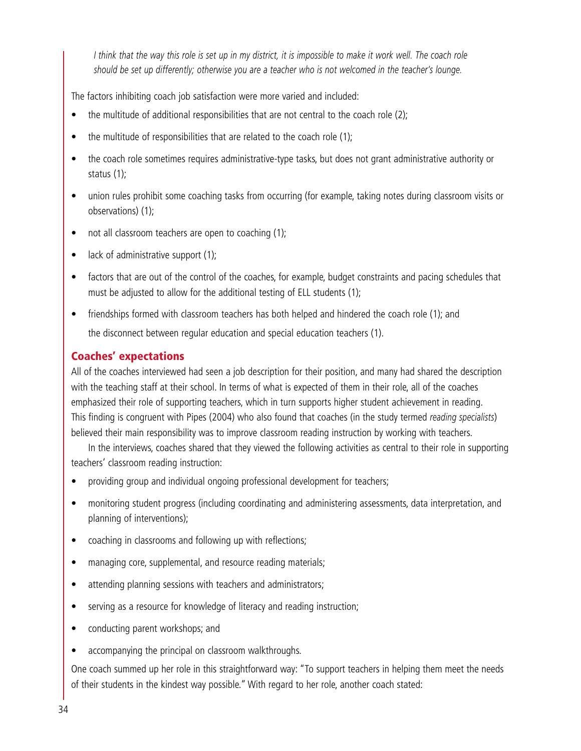*I think that the way this role is set up in my district, it is impossible to make it work well. The coach role should be set up differently; otherwise you are a teacher who is not welcomed in the teacher's lounge.*

The factors inhibiting coach job satisfaction were more varied and included:

- the multitude of additional responsibilities that are not central to the coach role (2);
- the multitude of responsibilities that are related to the coach role (1);
- the coach role sometimes requires administrative-type tasks, but does not grant administrative authority or status (1);
- union rules prohibit some coaching tasks from occurring (for example, taking notes during classroom visits or observations) (1);
- not all classroom teachers are open to coaching (1);
- lack of administrative support (1);
- factors that are out of the control of the coaches, for example, budget constraints and pacing schedules that must be adjusted to allow for the additional testing of ELL students (1);
- friendships formed with classroom teachers has both helped and hindered the coach role (1); and

  the disconnect between regular education and special education teachers (1).

## Coaches' expectations

All of the coaches interviewed had seen a job description for their position, and many had shared the description with the teaching staff at their school. In terms of what is expected of them in their role, all of the coaches emphasized their role of supporting teachers, which in turn supports higher student achievement in reading. This finding is congruent with Pipes (2004) who also found that coaches (in the study termed *reading specialists*) believed their main responsibility was to improve classroom reading instruction by working with teachers.

In the interviews, coaches shared that they viewed the following activities as central to their role in supporting teachers' classroom reading instruction:

- providing group and individual ongoing professional development for teachers;
- monitoring student progress (including coordinating and administering assessments, data interpretation, and planning of interventions);
- coaching in classrooms and following up with reflections;
- managing core, supplemental, and resource reading materials;
- attending planning sessions with teachers and administrators;
- serving as a resource for knowledge of literacy and reading instruction;
- conducting parent workshops; and
- accompanying the principal on classroom walkthroughs.

One coach summed up her role in this straightforward way: "To support teachers in helping them meet the needs of their students in the kindest way possible." With regard to her role, another coach stated: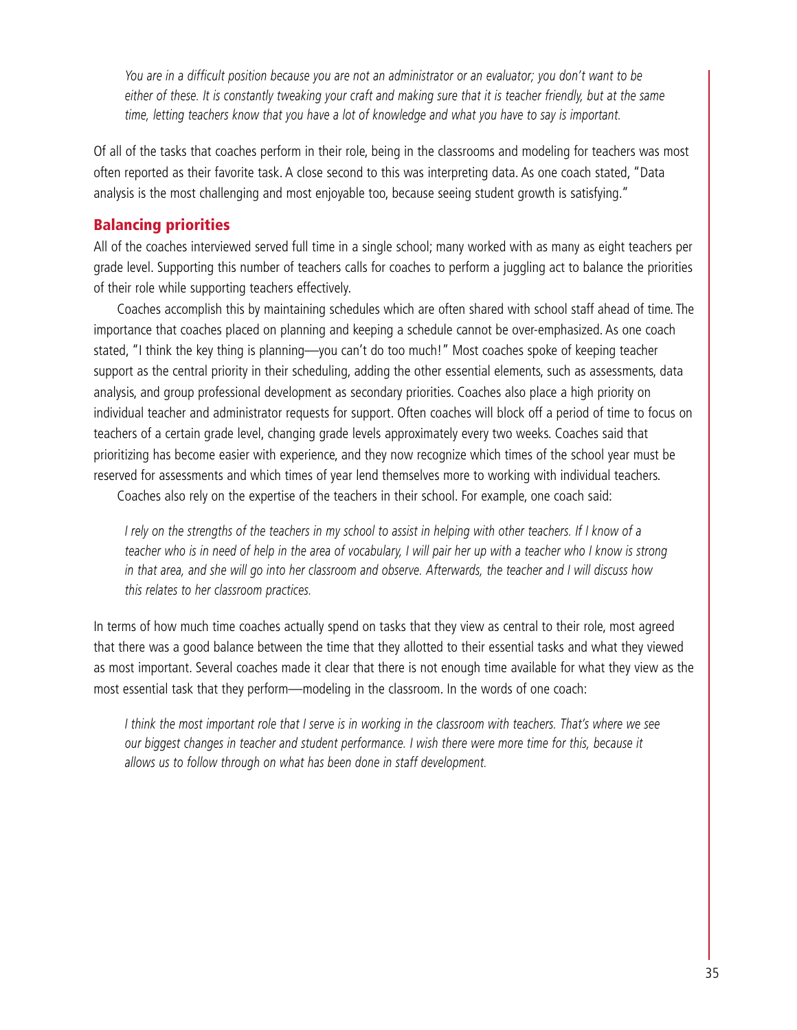> *You are in a difficult position because you are not an administrator or an evaluator; you don't want to be either of these. It is constantly tweaking your craft and making sure that it is teacher friendly, but at the same time, letting teachers know that you have a lot of knowledge and what you have to say is important.*

Of all of the tasks that coaches perform in their role, being in the classrooms and modeling for teachers was most often reported as their favorite task. A close second to this was interpreting data. As one coach stated, "Data analysis is the most challenging and most enjoyable too, because seeing student growth is satisfying."

## Balancing priorities

All of the coaches interviewed served full time in a single school; many worked with as many as eight teachers per grade level. Supporting this number of teachers calls for coaches to perform a juggling act to balance the priorities of their role while supporting teachers effectively.

Coaches accomplish this by maintaining schedules which are often shared with school staff ahead of time. The importance that coaches placed on planning and keeping a schedule cannot be over-emphasized. As one coach stated, "I think the key thing is planning—you can't do too much!" Most coaches spoke of keeping teacher support as the central priority in their scheduling, adding the other essential elements, such as assessments, data analysis, and group professional development as secondary priorities. Coaches also place a high priority on individual teacher and administrator requests for support. Often coaches will block off a period of time to focus on teachers of a certain grade level, changing grade levels approximately every two weeks. Coaches said that prioritizing has become easier with experience, and they now recognize which times of the school year must be reserved for assessments and which times of year lend themselves more to working with individual teachers.

Coaches also rely on the expertise of the teachers in their school. For example, one coach said:

> *I rely on the strengths of the teachers in my school to assist in helping with other teachers. If I know of a teacher who is in need of help in the area of vocabulary, I will pair her up with a teacher who I know is strong in that area, and she will go into her classroom and observe. Afterwards, the teacher and I will discuss how this relates to her classroom practices.*

In terms of how much time coaches actually spend on tasks that they view as central to their role, most agreed that there was a good balance between the time that they allotted to their essential tasks and what they viewed as most important. Several coaches made it clear that there is not enough time available for what they view as the most essential task that they perform—modeling in the classroom. In the words of one coach:

> *I think the most important role that I serve is in working in the classroom with teachers. That's where we see our biggest changes in teacher and student performance. I wish there were more time for this, because it allows us to follow through on what has been done in staff development.*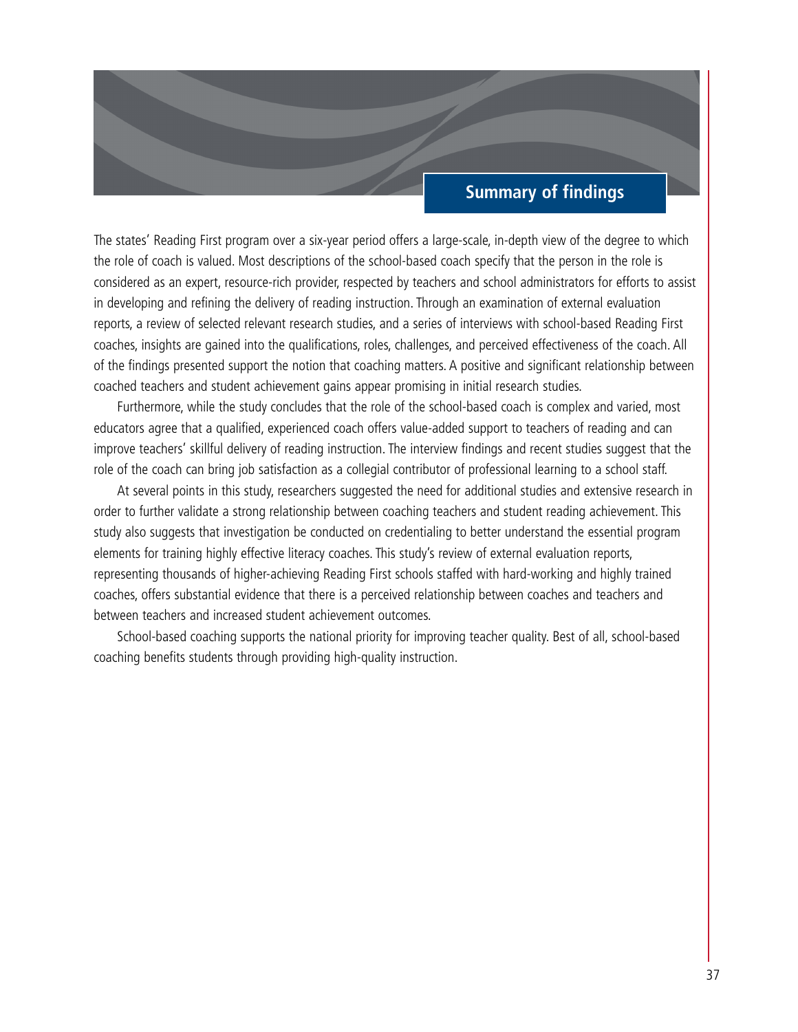## Summary of findings

The states' Reading First program over a six-year period offers a large-scale, in-depth view of the degree to which the role of coach is valued. Most descriptions of the school-based coach specify that the person in the role is considered as an expert, resource-rich provider, respected by teachers and school administrators for efforts to assist in developing and refining the delivery of reading instruction. Through an examination of external evaluation reports, a review of selected relevant research studies, and a series of interviews with school-based Reading First coaches, insights are gained into the qualifications, roles, challenges, and perceived effectiveness of the coach. All of the findings presented support the notion that coaching matters. A positive and significant relationship between coached teachers and student achievement gains appear promising in initial research studies.

Furthermore, while the study concludes that the role of the school-based coach is complex and varied, most educators agree that a qualified, experienced coach offers value-added support to teachers of reading and can improve teachers' skillful delivery of reading instruction. The interview findings and recent studies suggest that the role of the coach can bring job satisfaction as a collegial contributor of professional learning to a school staff.

At several points in this study, researchers suggested the need for additional studies and extensive research in order to further validate a strong relationship between coaching teachers and student reading achievement. This study also suggests that investigation be conducted on credentialing to better understand the essential program elements for training highly effective literacy coaches. This study's review of external evaluation reports, representing thousands of higher-achieving Reading First schools staffed with hard-working and highly trained coaches, offers substantial evidence that there is a perceived relationship between coaches and teachers and between teachers and increased student achievement outcomes.

School-based coaching supports the national priority for improving teacher quality. Best of all, school-based coaching benefits students through providing high-quality instruction.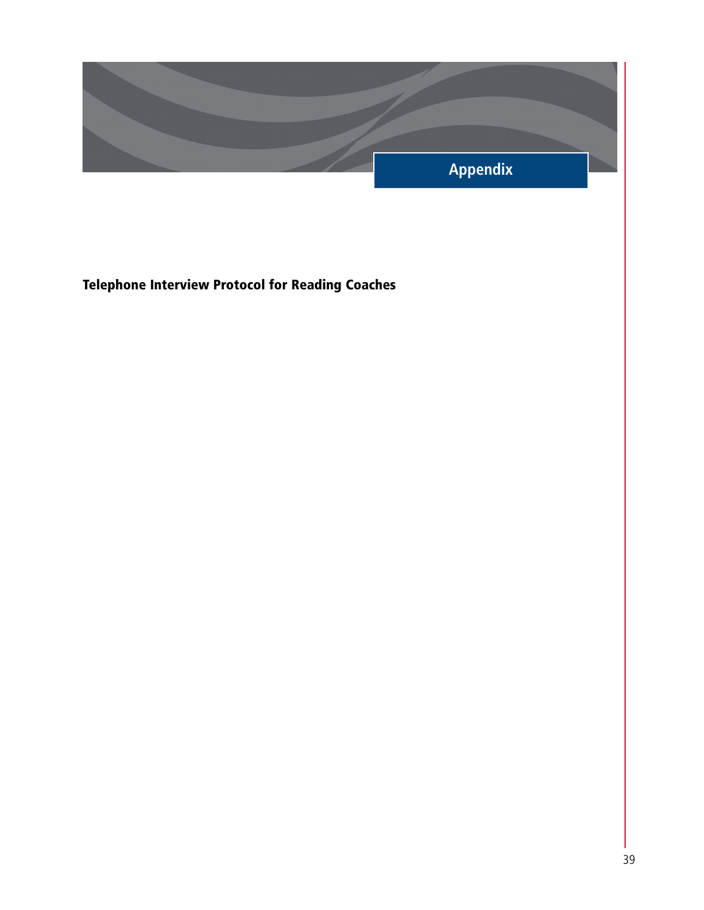# Appendix

**Telephone Interview Protocol for Reading Coaches**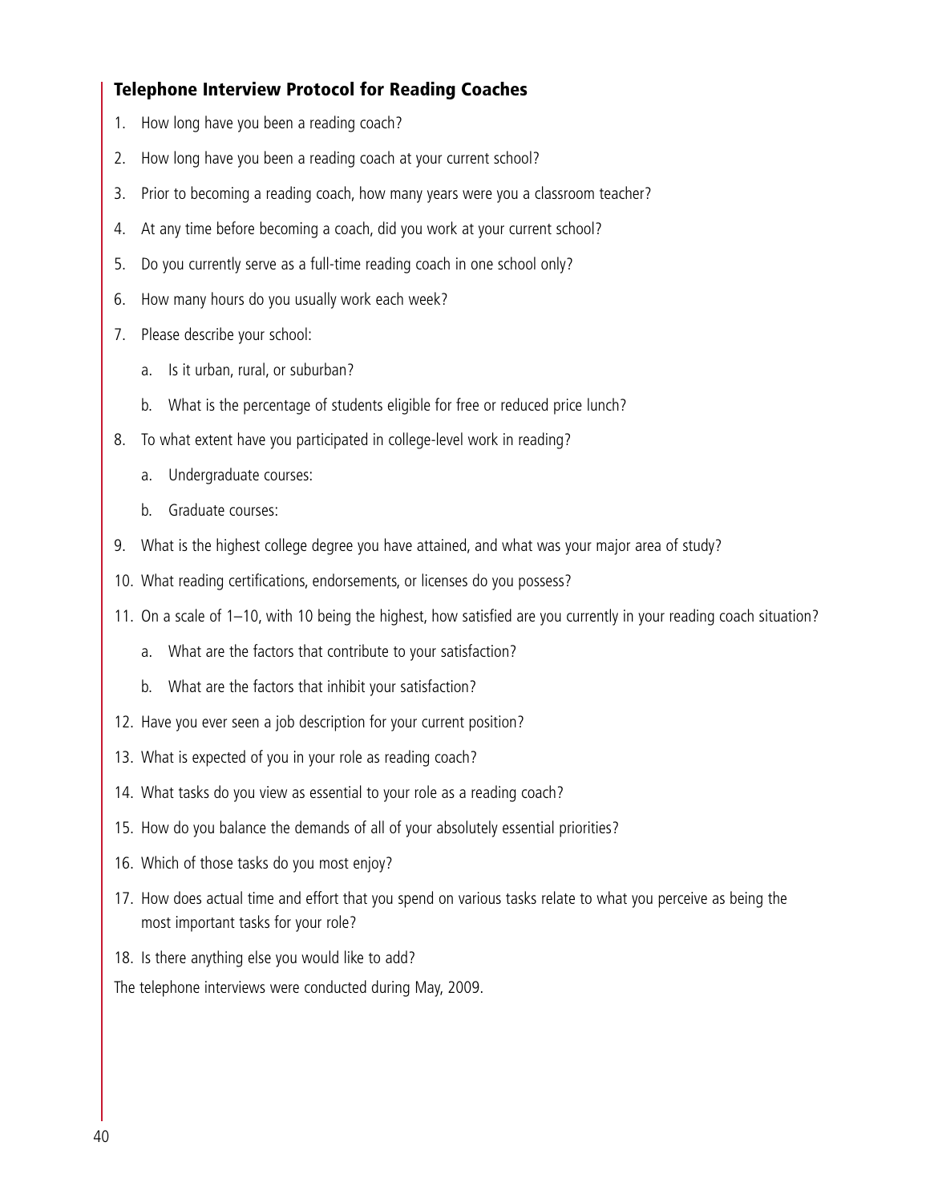### Telephone Interview Protocol for Reading Coaches

1. How long have you been a reading coach?
2. How long have you been a reading coach at your current school?
3. Prior to becoming a reading coach, how many years were you a classroom teacher?
4. At any time before becoming a coach, did you work at your current school?
5. Do you currently serve as a full-time reading coach in one school only?
6. How many hours do you usually work each week?
7. Please describe your school:
   a. Is it urban, rural, or suburban?
   b. What is the percentage of students eligible for free or reduced price lunch?
8. To what extent have you participated in college-level work in reading?
   a. Undergraduate courses:
   b. Graduate courses:
9. What is the highest college degree you have attained, and what was your major area of study?
10. What reading certifications, endorsements, or licenses do you possess?
11. On a scale of 1–10, with 10 being the highest, how satisfied are you currently in your reading coach situation?
    a. What are the factors that contribute to your satisfaction?
    b. What are the factors that inhibit your satisfaction?
12. Have you ever seen a job description for your current position?
13. What is expected of you in your role as reading coach?
14. What tasks do you view as essential to your role as a reading coach?
15. How do you balance the demands of all of your absolutely essential priorities?
16. Which of those tasks do you most enjoy?
17. How does actual time and effort that you spend on various tasks relate to what you perceive as being the most important tasks for your role?
18. Is there anything else you would like to add?

The telephone interviews were conducted during May, 2009.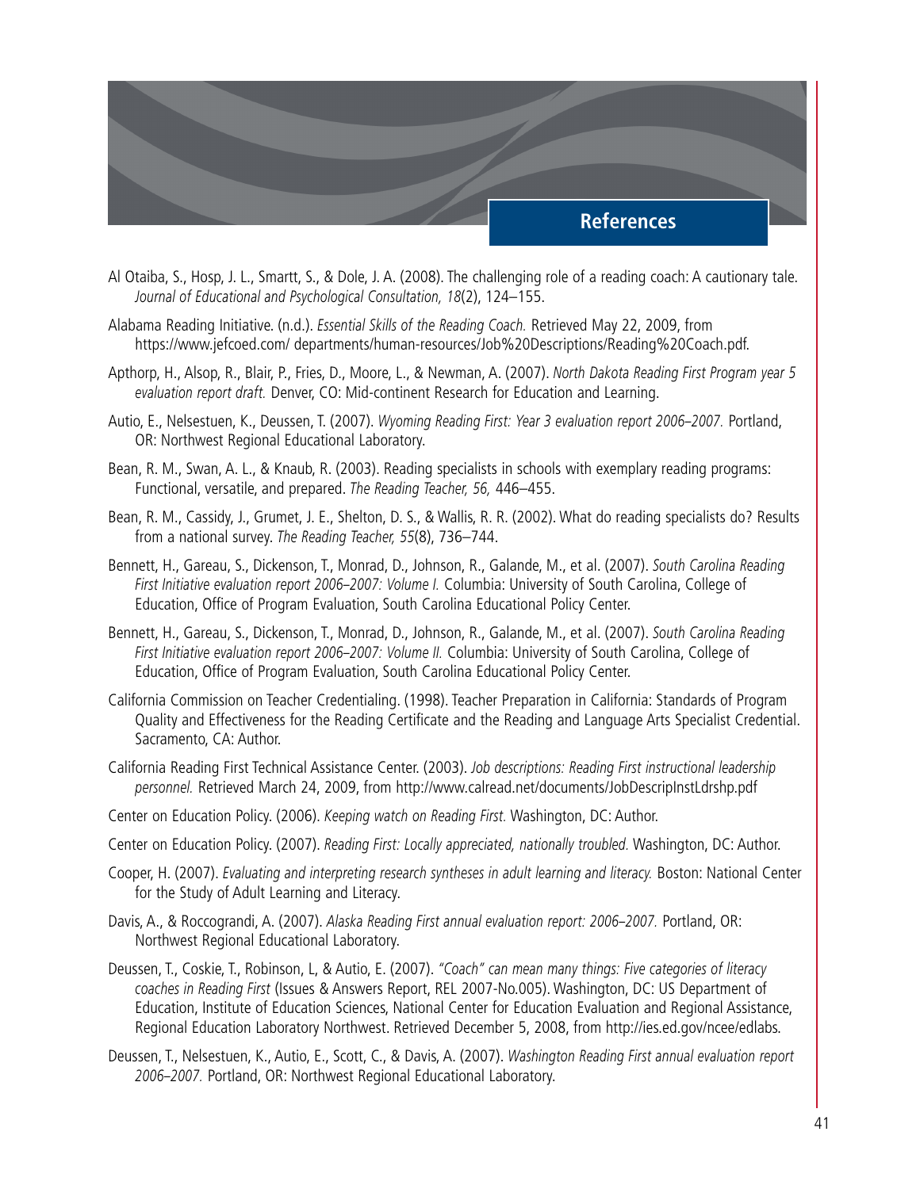# References

Al Otaiba, S., Hosp, J. L., Smartt, S., & Dole, J. A. (2008). The challenging role of a reading coach: A cautionary tale. *Journal of Educational and Psychological Consultation, 18*(2), 124–155.

Alabama Reading Initiative. (n.d.). *Essential Skills of the Reading Coach.* Retrieved May 22, 2009, from https://www.jefcoed.com/ departments/human-resources/Job%20Descriptions/Reading%20Coach.pdf.

Apthorp, H., Alsop, R., Blair, P., Fries, D., Moore, L., & Newman, A. (2007). *North Dakota Reading First Program year 5 evaluation report draft.* Denver, CO: Mid-continent Research for Education and Learning.

Autio, E., Nelsestuen, K., Deussen, T. (2007). *Wyoming Reading First: Year 3 evaluation report 2006–2007.* Portland, OR: Northwest Regional Educational Laboratory.

Bean, R. M., Swan, A. L., & Knaub, R. (2003). Reading specialists in schools with exemplary reading programs: Functional, versatile, and prepared. *The Reading Teacher, 56,* 446–455.

Bean, R. M., Cassidy, J., Grumet, J. E., Shelton, D. S., & Wallis, R. R. (2002). What do reading specialists do? Results from a national survey. *The Reading Teacher, 55*(8), 736–744.

Bennett, H., Gareau, S., Dickenson, T., Monrad, D., Johnson, R., Galande, M., et al. (2007). *South Carolina Reading First Initiative evaluation report 2006–2007: Volume I.* Columbia: University of South Carolina, College of Education, Office of Program Evaluation, South Carolina Educational Policy Center.

Bennett, H., Gareau, S., Dickenson, T., Monrad, D., Johnson, R., Galande, M., et al. (2007). *South Carolina Reading First Initiative evaluation report 2006–2007: Volume II.* Columbia: University of South Carolina, College of Education, Office of Program Evaluation, South Carolina Educational Policy Center.

California Commission on Teacher Credentialing. (1998). Teacher Preparation in California: Standards of Program Quality and Effectiveness for the Reading Certificate and the Reading and Language Arts Specialist Credential. Sacramento, CA: Author.

California Reading First Technical Assistance Center. (2003). *Job descriptions: Reading First instructional leadership personnel.* Retrieved March 24, 2009, from http://www.calread.net/documents/JobDescripInstLdrshp.pdf

Center on Education Policy. (2006). *Keeping watch on Reading First.* Washington, DC: Author.

Center on Education Policy. (2007). *Reading First: Locally appreciated, nationally troubled.* Washington, DC: Author.

Cooper, H. (2007). *Evaluating and interpreting research syntheses in adult learning and literacy.* Boston: National Center for the Study of Adult Learning and Literacy.

Davis, A., & Roccograndi, A. (2007). *Alaska Reading First annual evaluation report: 2006–2007.* Portland, OR: Northwest Regional Educational Laboratory.

Deussen, T., Coskie, T., Robinson, L, & Autio, E. (2007). *"Coach" can mean many things: Five categories of literacy coaches in Reading First* (Issues & Answers Report, REL 2007-No.005). Washington, DC: US Department of Education, Institute of Education Sciences, National Center for Education Evaluation and Regional Assistance, Regional Education Laboratory Northwest. Retrieved December 5, 2008, from http://ies.ed.gov/ncee/edlabs.

Deussen, T., Nelsestuen, K., Autio, E., Scott, C., & Davis, A. (2007). *Washington Reading First annual evaluation report 2006–2007.* Portland, OR: Northwest Regional Educational Laboratory.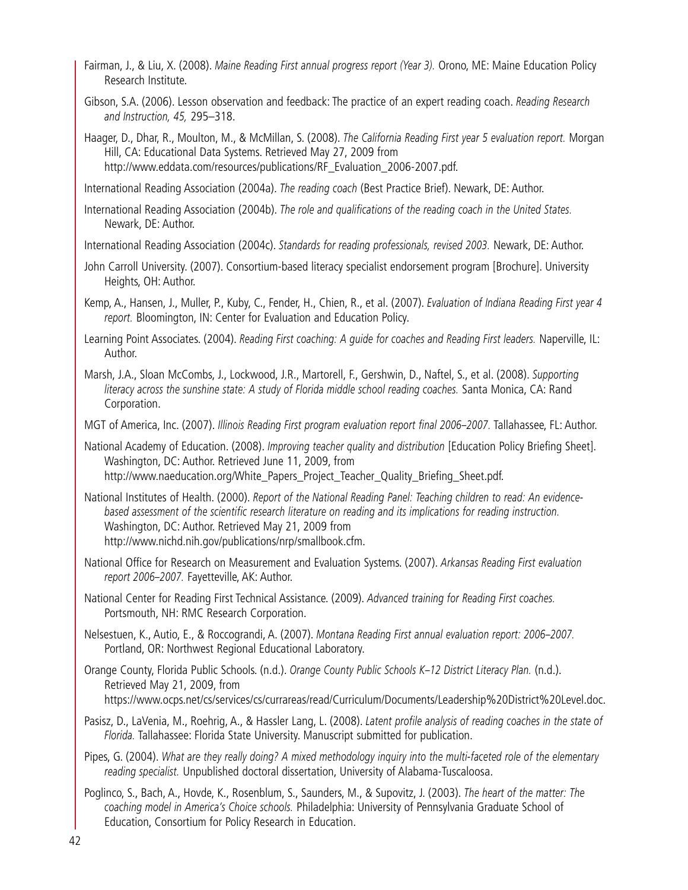Fairman, J., & Liu, X. (2008). *Maine Reading First annual progress report (Year 3).* Orono, ME: Maine Education Policy Research Institute.

Gibson, S.A. (2006). Lesson observation and feedback: The practice of an expert reading coach. *Reading Research and Instruction, 45,* 295–318.

Haager, D., Dhar, R., Moulton, M., & McMillan, S. (2008). *The California Reading First year 5 evaluation report.* Morgan Hill, CA: Educational Data Systems. Retrieved May 27, 2009 from http://www.eddata.com/resources/publications/RF_Evaluation_2006-2007.pdf.

International Reading Association (2004a). *The reading coach* (Best Practice Brief). Newark, DE: Author.

International Reading Association (2004b). *The role and qualifications of the reading coach in the United States.* Newark, DE: Author.

International Reading Association (2004c). *Standards for reading professionals, revised 2003.* Newark, DE: Author.

John Carroll University. (2007). Consortium-based literacy specialist endorsement program [Brochure]. University Heights, OH: Author.

Kemp, A., Hansen, J., Muller, P., Kuby, C., Fender, H., Chien, R., et al. (2007). *Evaluation of Indiana Reading First year 4 report.* Bloomington, IN: Center for Evaluation and Education Policy.

Learning Point Associates. (2004). *Reading First coaching: A guide for coaches and Reading First leaders.* Naperville, IL: Author.

Marsh, J.A., Sloan McCombs, J., Lockwood, J.R., Martorell, F., Gershwin, D., Naftel, S., et al. (2008). *Supporting literacy across the sunshine state: A study of Florida middle school reading coaches.* Santa Monica, CA: Rand Corporation.

MGT of America, Inc. (2007). *Illinois Reading First program evaluation report final 2006–2007.* Tallahassee, FL: Author.

National Academy of Education. (2008). *Improving teacher quality and distribution* [Education Policy Briefing Sheet]. Washington, DC: Author. Retrieved June 11, 2009, from http://www.naeducation.org/White_Papers_Project_Teacher_Quality_Briefing_Sheet.pdf.

National Institutes of Health. (2000). *Report of the National Reading Panel: Teaching children to read: An evidence-based assessment of the scientific research literature on reading and its implications for reading instruction.* Washington, DC: Author. Retrieved May 21, 2009 from http://www.nichd.nih.gov/publications/nrp/smallbook.cfm.

National Office for Research on Measurement and Evaluation Systems. (2007). *Arkansas Reading First evaluation report 2006–2007.* Fayetteville, AK: Author.

National Center for Reading First Technical Assistance. (2009). *Advanced training for Reading First coaches.* Portsmouth, NH: RMC Research Corporation.

Nelsestuen, K., Autio, E., & Roccograndi, A. (2007). *Montana Reading First annual evaluation report: 2006–2007.* Portland, OR: Northwest Regional Educational Laboratory.

Orange County, Florida Public Schools. (n.d.). *Orange County Public Schools K–12 District Literacy Plan.* (n.d.). Retrieved May 21, 2009, from https://www.ocps.net/cs/services/cs/currareas/read/Curriculum/Documents/Leadership%20District%20Level.doc.

Pasisz, D., LaVenia, M., Roehrig, A., & Hassler Lang, L. (2008). *Latent profile analysis of reading coaches in the state of Florida.* Tallahassee: Florida State University. Manuscript submitted for publication.

Pipes, G. (2004). *What are they really doing? A mixed methodology inquiry into the multi-faceted role of the elementary reading specialist.* Unpublished doctoral dissertation, University of Alabama-Tuscaloosa.

Poglinco, S., Bach, A., Hovde, K., Rosenblum, S., Saunders, M., & Supovitz, J. (2003). *The heart of the matter: The coaching model in America's Choice schools.* Philadelphia: University of Pennsylvania Graduate School of Education, Consortium for Policy Research in Education.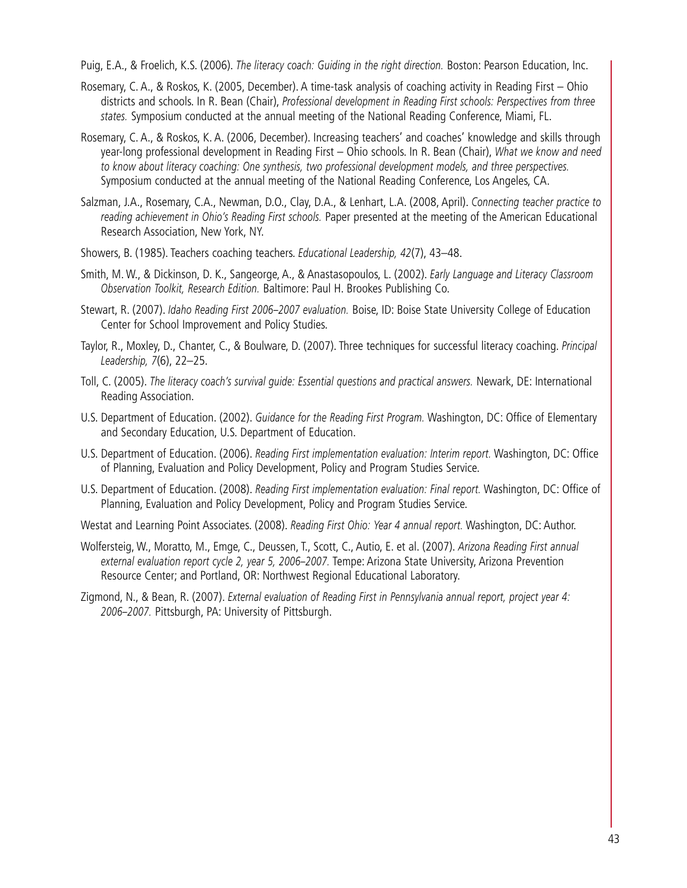Puig, E.A., & Froelich, K.S. (2006). *The literacy coach: Guiding in the right direction.* Boston: Pearson Education, Inc.

Rosemary, C. A., & Roskos, K. (2005, December). A time-task analysis of coaching activity in Reading First – Ohio districts and schools. In R. Bean (Chair), *Professional development in Reading First schools: Perspectives from three states.* Symposium conducted at the annual meeting of the National Reading Conference, Miami, FL.

Rosemary, C. A., & Roskos, K. A. (2006, December). Increasing teachers' and coaches' knowledge and skills through year-long professional development in Reading First – Ohio schools. In R. Bean (Chair), *What we know and need to know about literacy coaching: One synthesis, two professional development models, and three perspectives.* Symposium conducted at the annual meeting of the National Reading Conference, Los Angeles, CA.

Salzman, J.A., Rosemary, C.A., Newman, D.O., Clay, D.A., & Lenhart, L.A. (2008, April). *Connecting teacher practice to reading achievement in Ohio's Reading First schools.* Paper presented at the meeting of the American Educational Research Association, New York, NY.

Showers, B. (1985). Teachers coaching teachers. *Educational Leadership, 42*(7), 43–48.

Smith, M. W., & Dickinson, D. K., Sangeorge, A., & Anastasopoulos, L. (2002). *Early Language and Literacy Classroom Observation Toolkit, Research Edition.* Baltimore: Paul H. Brookes Publishing Co.

Stewart, R. (2007). *Idaho Reading First 2006–2007 evaluation.* Boise, ID: Boise State University College of Education Center for School Improvement and Policy Studies.

Taylor, R., Moxley, D., Chanter, C., & Boulware, D. (2007). Three techniques for successful literacy coaching. *Principal Leadership, 7*(6), 22–25.

Toll, C. (2005). *The literacy coach's survival guide: Essential questions and practical answers.* Newark, DE: International Reading Association.

U.S. Department of Education. (2002). *Guidance for the Reading First Program.* Washington, DC: Office of Elementary and Secondary Education, U.S. Department of Education.

U.S. Department of Education. (2006). *Reading First implementation evaluation: Interim report.* Washington, DC: Office of Planning, Evaluation and Policy Development, Policy and Program Studies Service.

U.S. Department of Education. (2008). *Reading First implementation evaluation: Final report.* Washington, DC: Office of Planning, Evaluation and Policy Development, Policy and Program Studies Service.

Westat and Learning Point Associates. (2008). *Reading First Ohio: Year 4 annual report.* Washington, DC: Author.

Wolfersteig, W., Moratto, M., Emge, C., Deussen, T., Scott, C., Autio, E. et al. (2007). *Arizona Reading First annual external evaluation report cycle 2, year 5, 2006–2007.* Tempe: Arizona State University, Arizona Prevention Resource Center; and Portland, OR: Northwest Regional Educational Laboratory.

Zigmond, N., & Bean, R. (2007). *External evaluation of Reading First in Pennsylvania annual report, project year 4: 2006–2007.* Pittsburgh, PA: University of Pittsburgh.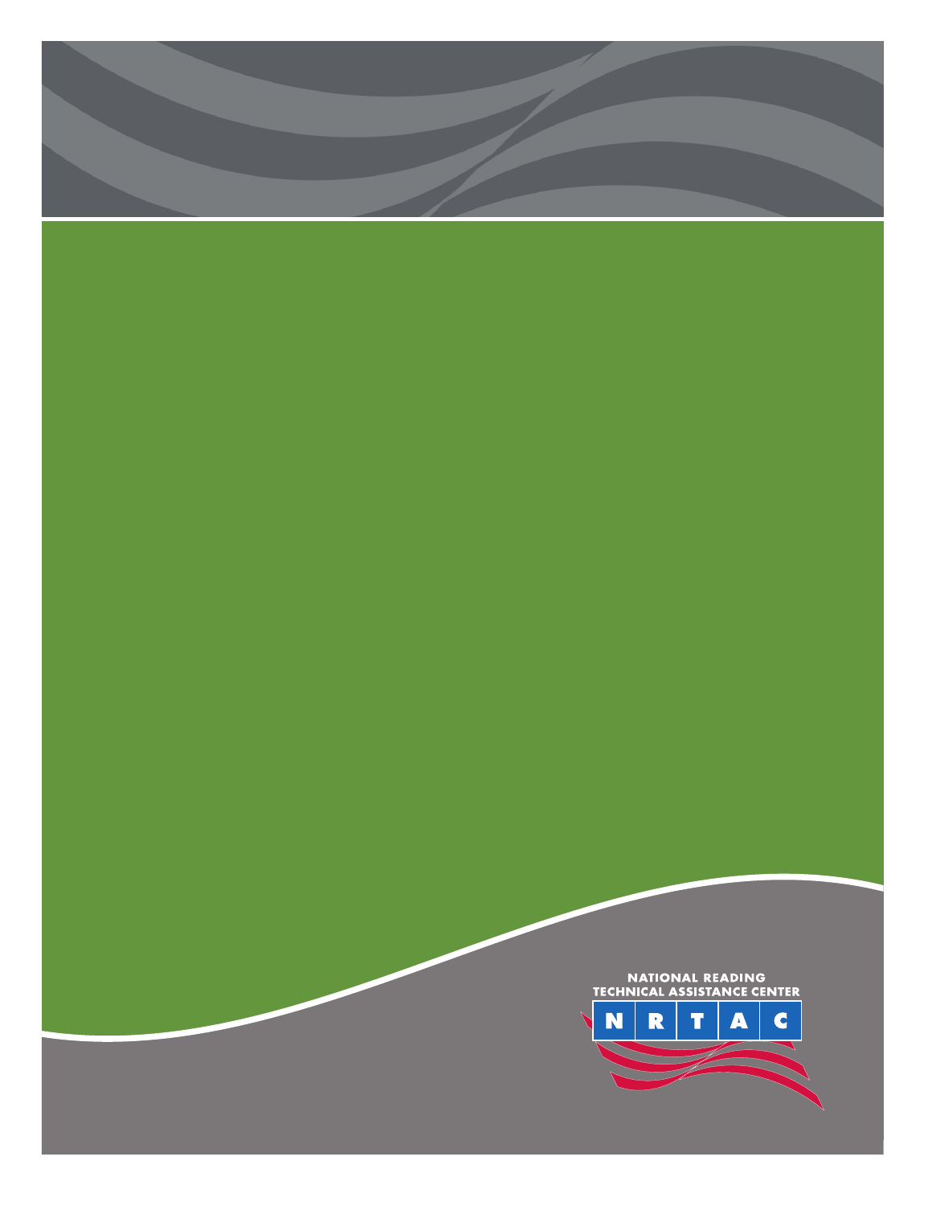NATIONAL READING
TECHNICAL ASSISTANCE CENTER

N R T A C